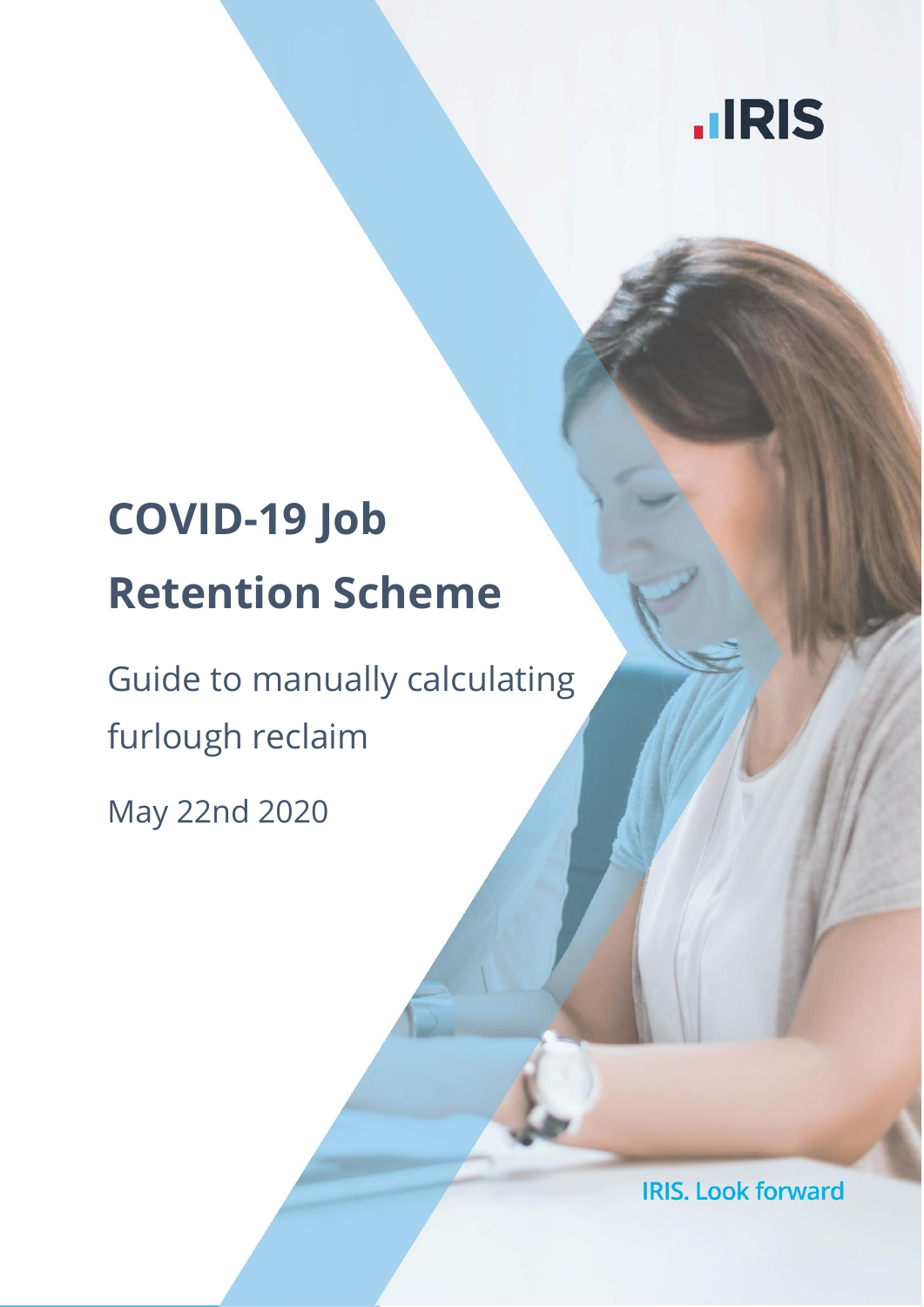IRIS

# COVID-19 Job Retention Scheme

Guide to manually calculating furlough reclaim

May 22nd 2020

IRIS. Look forward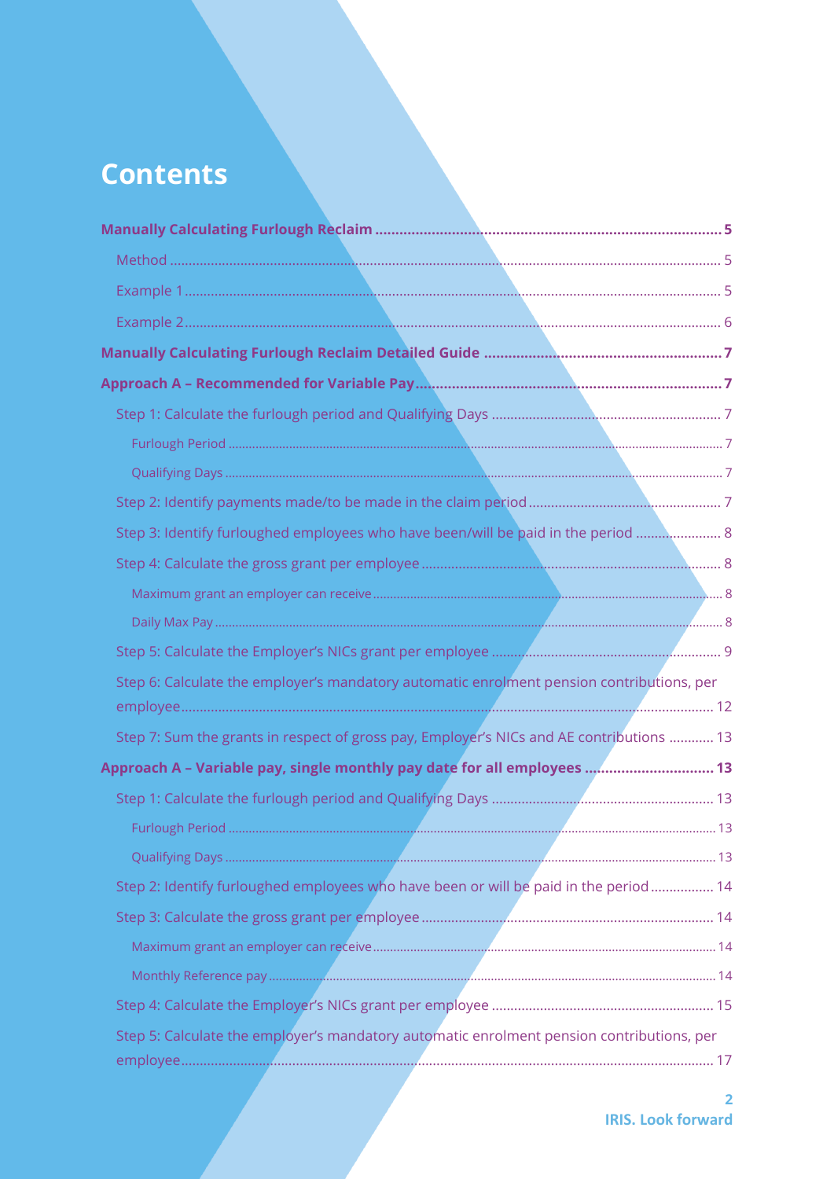# Contents

**Manually Calculating Furlough Reclaim** .......... **5**

- Method .......... 5
- Example 1 .......... 5
- Example 2 .......... 6

**Manually Calculating Furlough Reclaim Detailed Guide** .......... **7**

**Approach A – Recommended for Variable Pay** .......... **7**

- Step 1: Calculate the furlough period and Qualifying Days .......... 7
  - Furlough Period .......... 7
  - Qualifying Days .......... 7
- Step 2: Identify payments made/to be made in the claim period .......... 7
- Step 3: Identify furloughed employees who have been/will be paid in the period .......... 8
- Step 4: Calculate the gross grant per employee .......... 8
  - Maximum grant an employer can receive .......... 8
  - Daily Max Pay .......... 8
- Step 5: Calculate the Employer's NICs grant per employee .......... 9
- Step 6: Calculate the employer's mandatory automatic enrolment pension contributions, per employee .......... 12
- Step 7: Sum the grants in respect of gross pay, Employer's NICs and AE contributions .......... 13

**Approach A – Variable pay, single monthly pay date for all employees** .......... **13**

- Step 1: Calculate the furlough period and Qualifying Days .......... 13
  - Furlough Period .......... 13
  - Qualifying Days .......... 13
- Step 2: Identify furloughed employees who have been or will be paid in the period .......... 14
- Step 3: Calculate the gross grant per employee .......... 14
  - Maximum grant an employer can receive .......... 14
  - Monthly Reference pay .......... 14
- Step 4: Calculate the Employer's NICs grant per employee .......... 15
- Step 5: Calculate the employer's mandatory automatic enrolment pension contributions, per employee .......... 17

**IRIS. Look forward**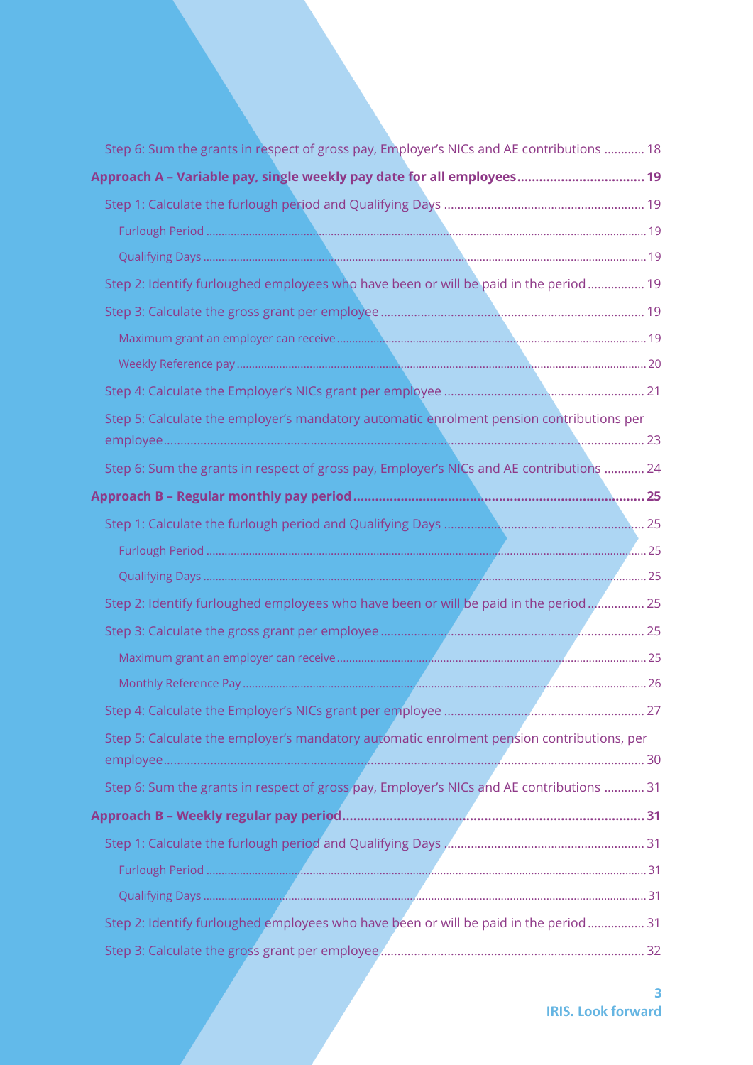- Step 6: Sum the grants in respect of gross pay, Employer's NICs and AE contributions ............ 18

**Approach A – Variable pay, single weekly pay date for all employees.................................. 19**

- Step 1: Calculate the furlough period and Qualifying Days ........................................................... 19
  - Furlough Period ........................................................................................................................... 19
  - Qualifying Days ............................................................................................................................ 19
- Step 2: Identify furloughed employees who have been or will be paid in the period ................. 19
- Step 3: Calculate the gross grant per employee ............................................................................. 19
  - Maximum grant an employer can receive ..................................................................................... 19
  - Weekly Reference pay ................................................................................................................... 20
- Step 4: Calculate the Employer's NICs grant per employee ........................................................... 21
- Step 5: Calculate the employer's mandatory automatic enrolment pension contributions per employee........................................................................................................................................... 23
- Step 6: Sum the grants in respect of gross pay, Employer's NICs and AE contributions ............ 24

**Approach B – Regular monthly pay period.................................................................................. 25**

- Step 1: Calculate the furlough period and Qualifying Days ........................................................... 25
  - Furlough Period ........................................................................................................................... 25
  - Qualifying Days ............................................................................................................................ 25
- Step 2: Identify furloughed employees who have been or will be paid in the period ................. 25
- Step 3: Calculate the gross grant per employee ............................................................................. 25
  - Maximum grant an employer can receive ..................................................................................... 25
  - Monthly Reference Pay ................................................................................................................. 26
- Step 4: Calculate the Employer's NICs grant per employee ........................................................... 27
- Step 5: Calculate the employer's mandatory automatic enrolment pension contributions, per employee........................................................................................................................................... 30
- Step 6: Sum the grants in respect of gross pay, Employer's NICs and AE contributions ............ 31

**Approach B – Weekly regular pay period.................................................................................... 31**

- Step 1: Calculate the furlough period and Qualifying Days ........................................................... 31
  - Furlough Period ........................................................................................................................... 31
  - Qualifying Days ............................................................................................................................ 31
- Step 2: Identify furloughed employees who have been or will be paid in the period ................. 31
- Step 3: Calculate the gross grant per employee ............................................................................. 32

IRIS. Look forward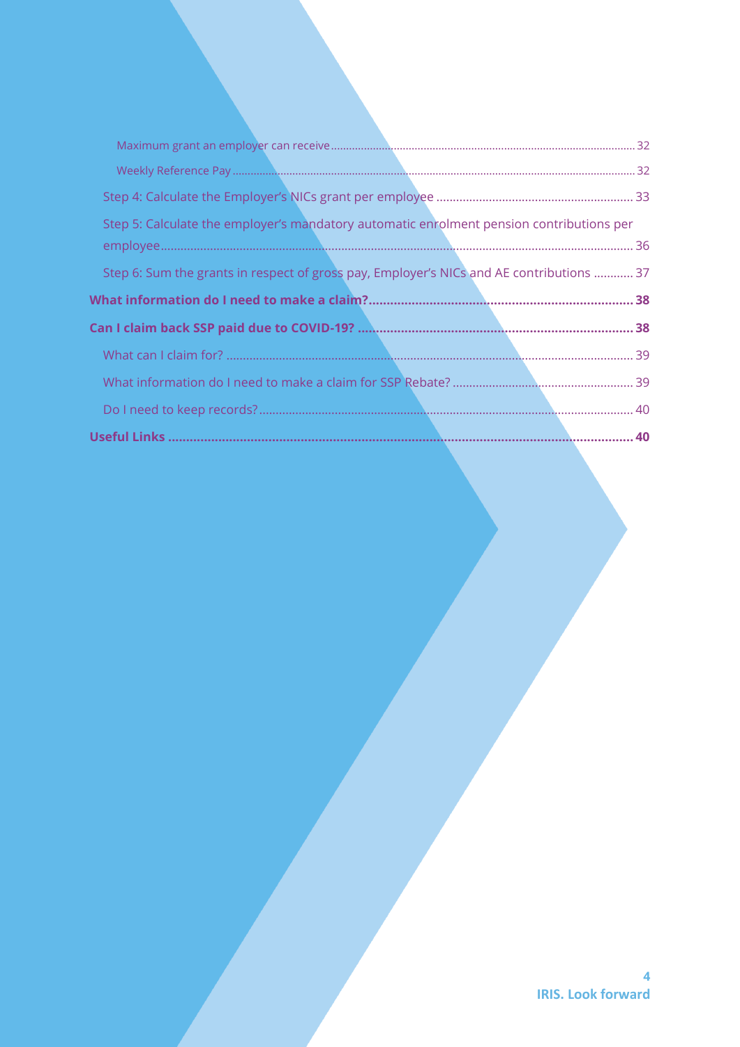- Maximum grant an employer can receive ..... 32
- Weekly Reference Pay ..... 32
- Step 4: Calculate the Employer's NICs grant per employee ..... 33
- Step 5: Calculate the employer's mandatory automatic enrolment pension contributions per employee ..... 36
- Step 6: Sum the grants in respect of gross pay, Employer's NICs and AE contributions ..... 37

**What information do I need to make a claim? ..... 38**

**Can I claim back SSP paid due to COVID-19? ..... 38**

- What can I claim for? ..... 39
- What information do I need to make a claim for SSP Rebate? ..... 39
- Do I need to keep records? ..... 40

**Useful Links ..... 40**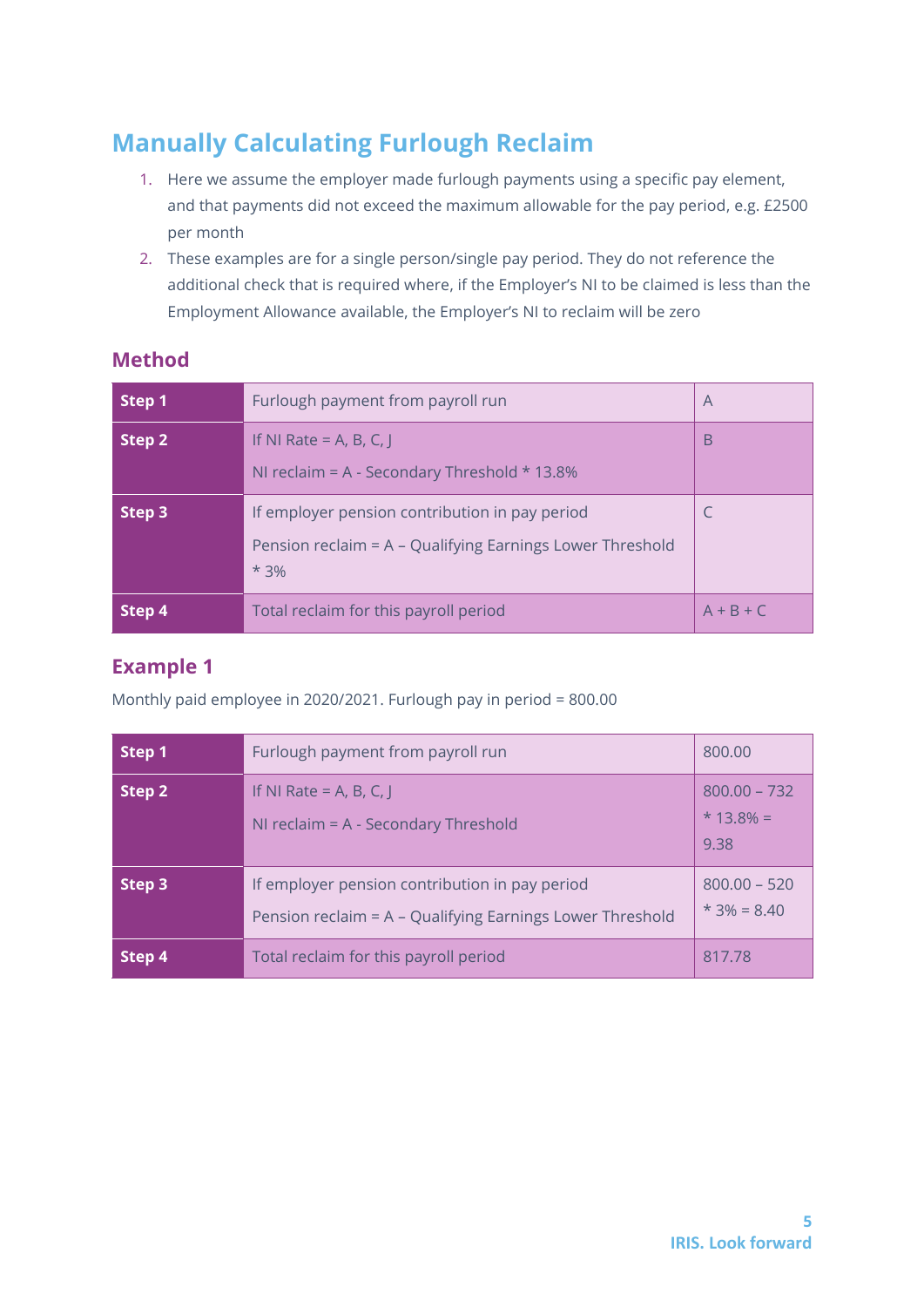# Manually Calculating Furlough Reclaim

1. Here we assume the employer made furlough payments using a specific pay element, and that payments did not exceed the maximum allowable for the pay period, e.g. £2500 per month
2. These examples are for a single person/single pay period. They do not reference the additional check that is required where, if the Employer's NI to be claimed is less than the Employment Allowance available, the Employer's NI to reclaim will be zero

## Method

| Step | Description | Value |
|---|---|---|
| **Step 1** | Furlough payment from payroll run | A |
| **Step 2** | If NI Rate = A, B, C, J<br>NI reclaim = A - Secondary Threshold * 13.8% | B |
| **Step 3** | If employer pension contribution in pay period<br>Pension reclaim = A – Qualifying Earnings Lower Threshold * 3% | C |
| **Step 4** | Total reclaim for this payroll period | A + B + C |

## Example 1

Monthly paid employee in 2020/2021. Furlough pay in period = 800.00

| Step | Description | Value |
|---|---|---|
| **Step 1** | Furlough payment from payroll run | 800.00 |
| **Step 2** | If NI Rate = A, B, C, J<br>NI reclaim = A - Secondary Threshold | 800.00 – 732 * 13.8% = 9.38 |
| **Step 3** | If employer pension contribution in pay period<br>Pension reclaim = A – Qualifying Earnings Lower Threshold | 800.00 – 520 * 3% = 8.40 |
| **Step 4** | Total reclaim for this payroll period | 817.78 |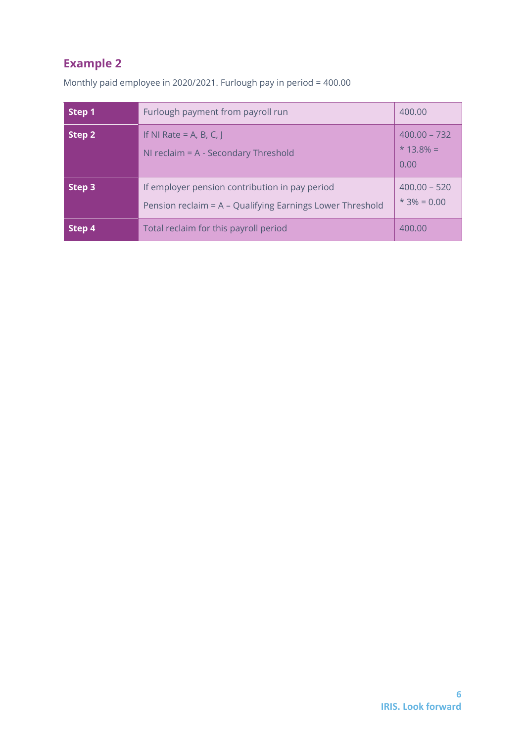## Example 2

Monthly paid employee in 2020/2021. Furlough pay in period = 400.00

| | | |
|---|---|---|
| **Step 1** | Furlough payment from payroll run | 400.00 |
| **Step 2** | If NI Rate = A, B, C, J<br>NI reclaim = A - Secondary Threshold | 400.00 – 732 * 13.8% = 0.00 |
| **Step 3** | If employer pension contribution in pay period<br>Pension reclaim = A – Qualifying Earnings Lower Threshold | 400.00 – 520 * 3% = 0.00 |
| **Step 4** | Total reclaim for this payroll period | 400.00 |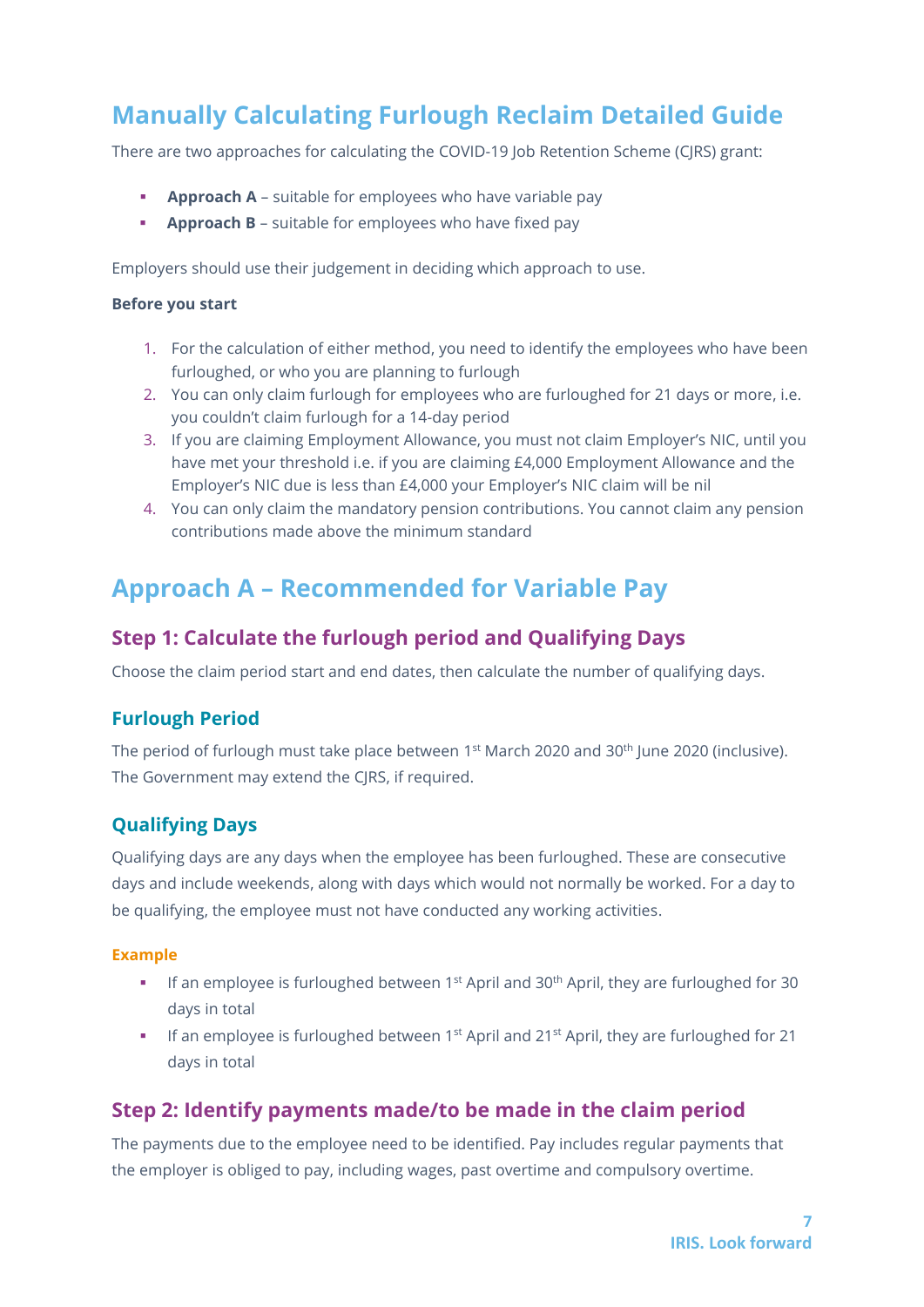# Manually Calculating Furlough Reclaim Detailed Guide

There are two approaches for calculating the COVID-19 Job Retention Scheme (CJRS) grant:

- **Approach A** – suitable for employees who have variable pay
- **Approach B** – suitable for employees who have fixed pay

Employers should use their judgement in deciding which approach to use.

**Before you start**

1. For the calculation of either method, you need to identify the employees who have been furloughed, or who you are planning to furlough
2. You can only claim furlough for employees who are furloughed for 21 days or more, i.e. you couldn't claim furlough for a 14-day period
3. If you are claiming Employment Allowance, you must not claim Employer's NIC, until you have met your threshold i.e. if you are claiming £4,000 Employment Allowance and the Employer's NIC due is less than £4,000 your Employer's NIC claim will be nil
4. You can only claim the mandatory pension contributions. You cannot claim any pension contributions made above the minimum standard

# Approach A – Recommended for Variable Pay

## Step 1: Calculate the furlough period and Qualifying Days

Choose the claim period start and end dates, then calculate the number of qualifying days.

### Furlough Period

The period of furlough must take place between 1st March 2020 and 30th June 2020 (inclusive). The Government may extend the CJRS, if required.

### Qualifying Days

Qualifying days are any days when the employee has been furloughed. These are consecutive days and include weekends, along with days which would not normally be worked. For a day to be qualifying, the employee must not have conducted any working activities.

**Example**

- If an employee is furloughed between 1st April and 30th April, they are furloughed for 30 days in total
- If an employee is furloughed between 1st April and 21st April, they are furloughed for 21 days in total

## Step 2: Identify payments made/to be made in the claim period

The payments due to the employee need to be identified. Pay includes regular payments that the employer is obliged to pay, including wages, past overtime and compulsory overtime.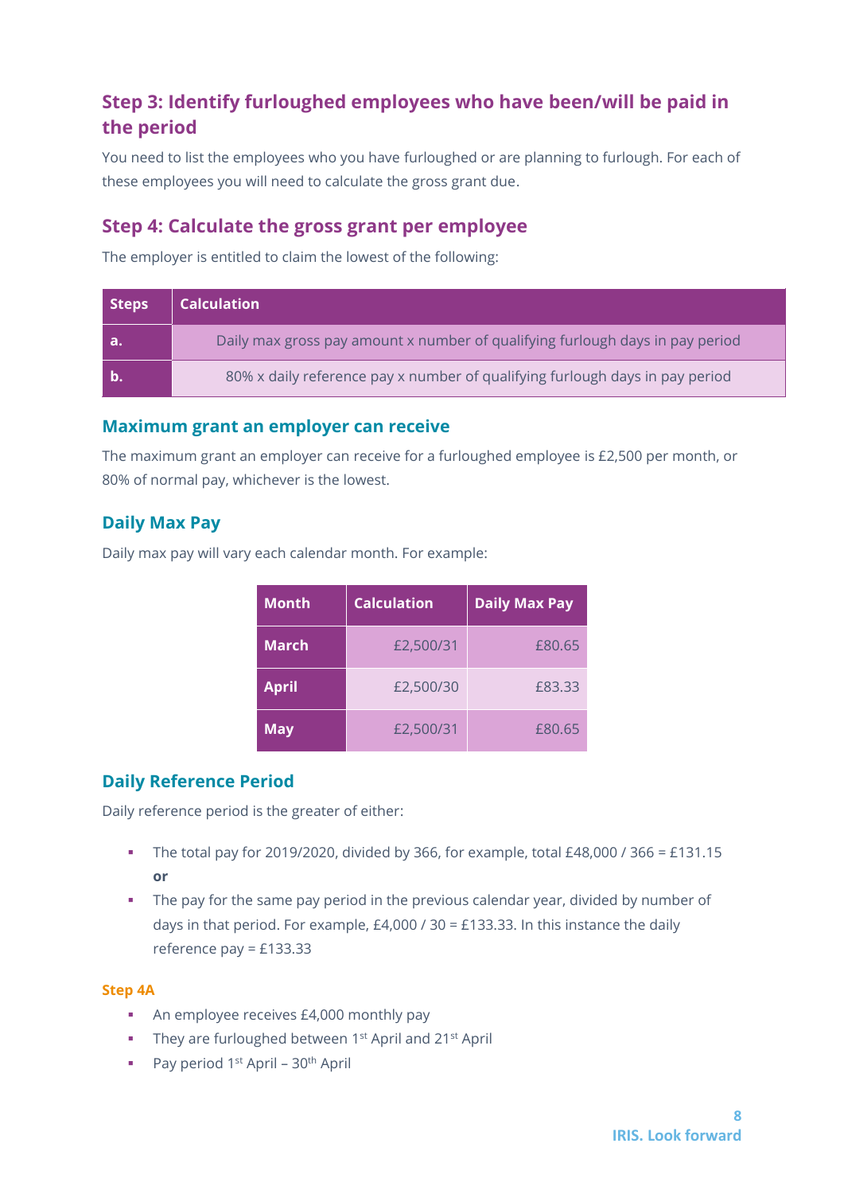## Step 3: Identify furloughed employees who have been/will be paid in the period

You need to list the employees who you have furloughed or are planning to furlough. For each of these employees you will need to calculate the gross grant due.

## Step 4: Calculate the gross grant per employee

The employer is entitled to claim the lowest of the following:

| Steps | Calculation |
|---|---|
| a. | Daily max gross pay amount x number of qualifying furlough days in pay period |
| b. | 80% x daily reference pay x number of qualifying furlough days in pay period |

### Maximum grant an employer can receive

The maximum grant an employer can receive for a furloughed employee is £2,500 per month, or 80% of normal pay, whichever is the lowest.

### Daily Max Pay

Daily max pay will vary each calendar month. For example:

| Month | Calculation | Daily Max Pay |
|---|---|---|
| March | £2,500/31 | £80.65 |
| April | £2,500/30 | £83.33 |
| May | £2,500/31 | £80.65 |

### Daily Reference Period

Daily reference period is the greater of either:

- The total pay for 2019/2020, divided by 366, for example, total £48,000 / 366 = £131.15 **or**
- The pay for the same pay period in the previous calendar year, divided by number of days in that period. For example, £4,000 / 30 = £133.33. In this instance the daily reference pay = £133.33

#### Step 4A

- An employee receives £4,000 monthly pay
- They are furloughed between 1st April and 21st April
- Pay period 1st April – 30th April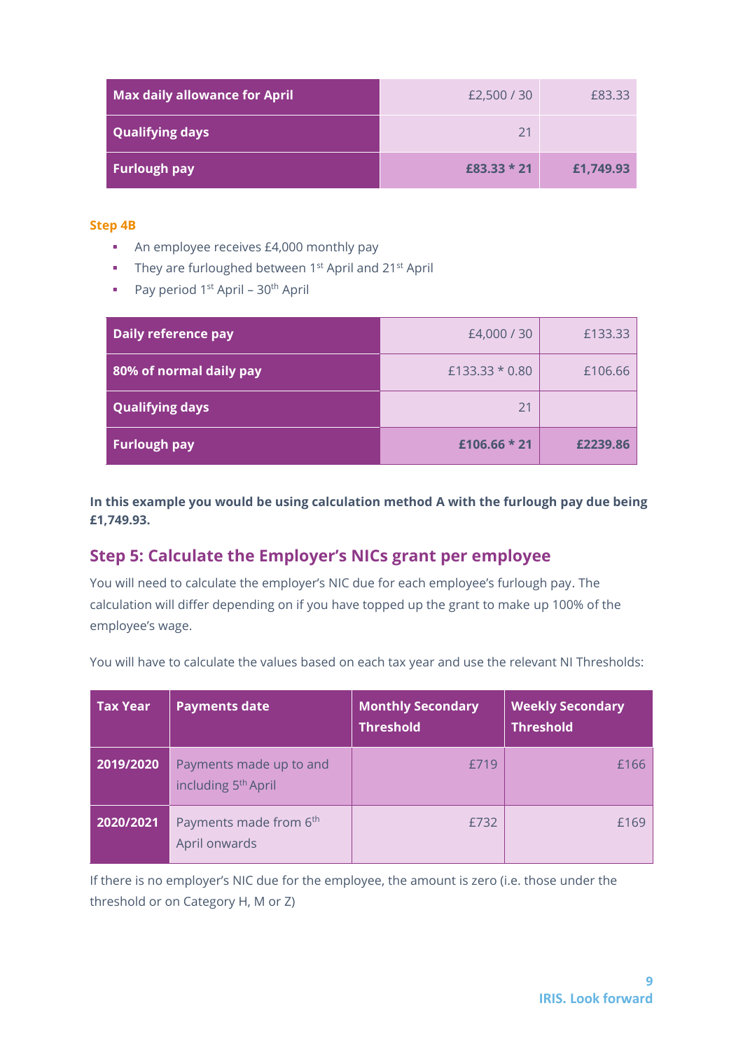| Max daily allowance for April | £2,500 / 30 | £83.33 |
|---|---|---|
| Qualifying days | 21 | |
| **Furlough pay** | **£83.33 * 21** | **£1,749.93** |

**Step 4B**

- An employee receives £4,000 monthly pay
- They are furloughed between 1st April and 21st April
- Pay period 1st April – 30th April

| Daily reference pay | £4,000 / 30 | £133.33 |
|---|---|---|
| 80% of normal daily pay | £133.33 * 0.80 | £106.66 |
| Qualifying days | 21 | |
| **Furlough pay** | **£106.66 * 21** | **£2239.86** |

**In this example you would be using calculation method A with the furlough pay due being £1,749.93.**

## Step 5: Calculate the Employer's NICs grant per employee

You will need to calculate the employer's NIC due for each employee's furlough pay. The calculation will differ depending on if you have topped up the grant to make up 100% of the employee's wage.

You will have to calculate the values based on each tax year and use the relevant NI Thresholds:

| Tax Year | Payments date | Monthly Secondary Threshold | Weekly Secondary Threshold |
|---|---|---|---|
| 2019/2020 | Payments made up to and including 5th April | £719 | £166 |
| 2020/2021 | Payments made from 6th April onwards | £732 | £169 |

If there is no employer's NIC due for the employee, the amount is zero (i.e. those under the threshold or on Category H, M or Z)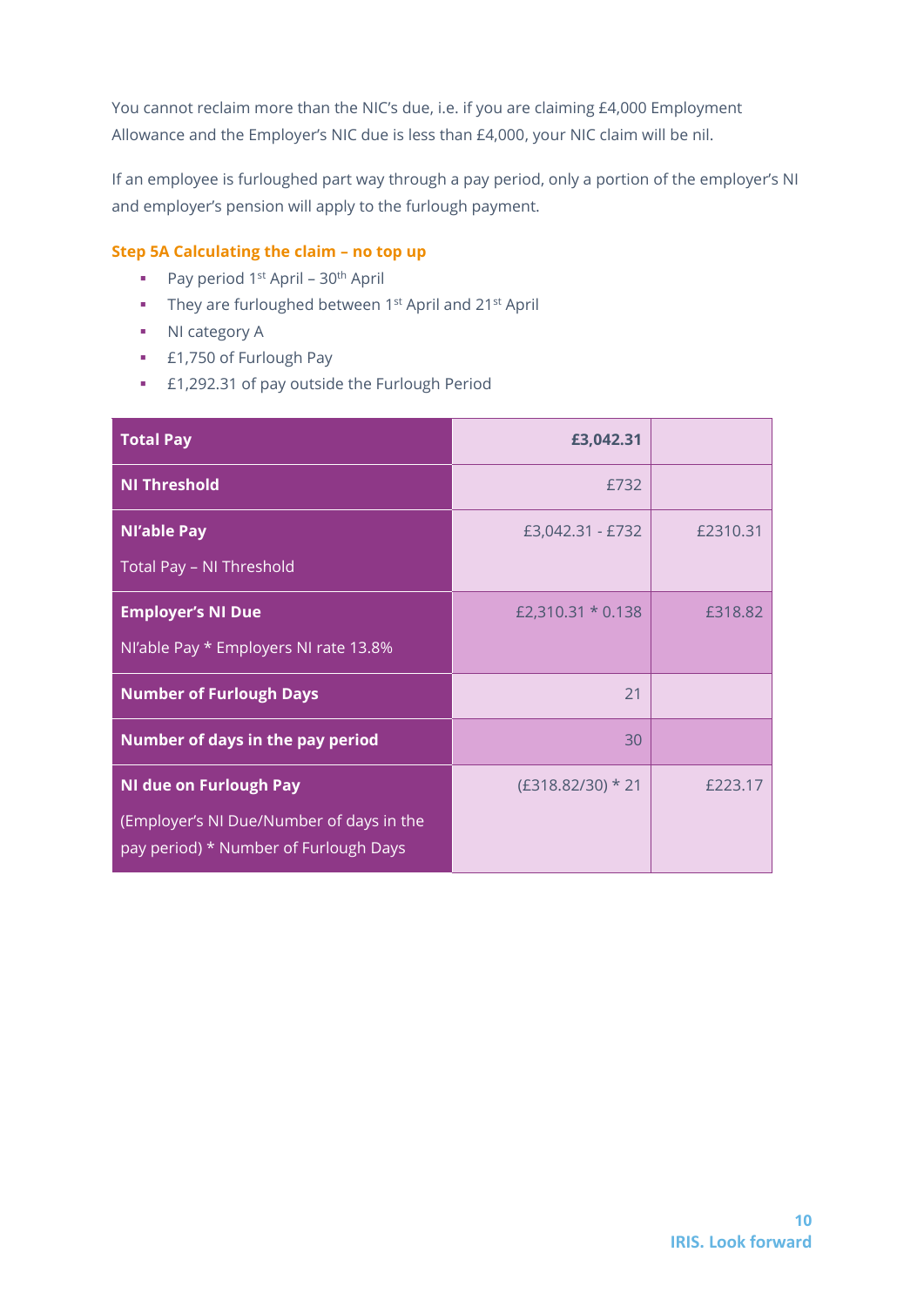You cannot reclaim more than the NIC's due, i.e. if you are claiming £4,000 Employment Allowance and the Employer's NIC due is less than £4,000, your NIC claim will be nil.

If an employee is furloughed part way through a pay period, only a portion of the employer's NI and employer's pension will apply to the furlough payment.

### Step 5A Calculating the claim – no top up

- Pay period 1st April – 30th April
- They are furloughed between 1st April and 21st April
- NI category A
- £1,750 of Furlough Pay
- £1,292.31 of pay outside the Furlough Period

| | | |
|---|---|---|
| **Total Pay** | **£3,042.31** | |
| **NI Threshold** | £732 | |
| **NI'able Pay**<br>Total Pay – NI Threshold | £3,042.31 - £732 | £2310.31 |
| **Employer's NI Due**<br>NI'able Pay * Employers NI rate 13.8% | £2,310.31 * 0.138 | £318.82 |
| **Number of Furlough Days** | 21 | |
| **Number of days in the pay period** | 30 | |
| **NI due on Furlough Pay**<br>(Employer's NI Due/Number of days in the pay period) * Number of Furlough Days | (£318.82/30) * 21 | £223.17 |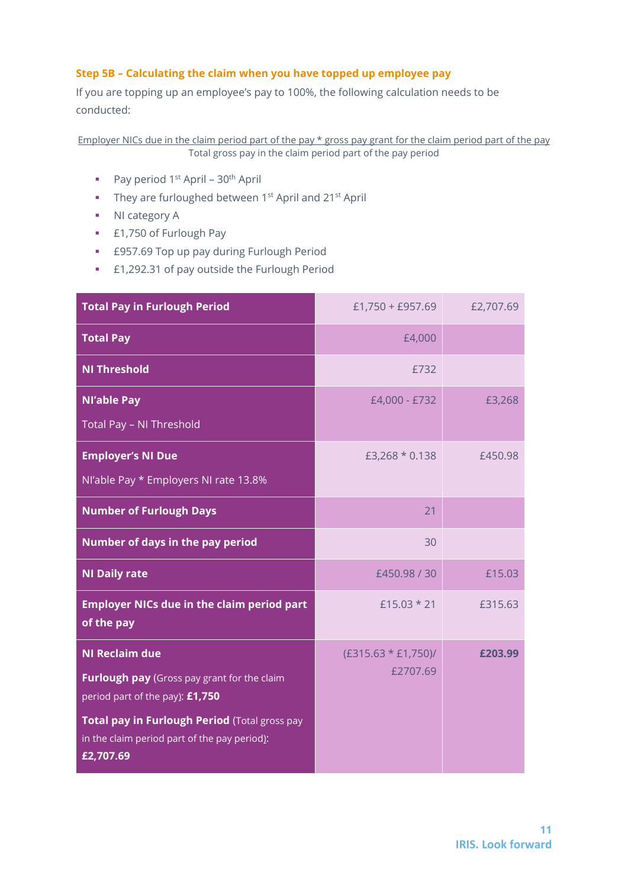### Step 5B – Calculating the claim when you have topped up employee pay

If you are topping up an employee's pay to 100%, the following calculation needs to be conducted:

$$\frac{\text{Employer NICs due in the claim period part of the pay} * \text{gross pay grant for the claim period part of the pay}}{\text{Total gross pay in the claim period part of the pay period}}$$

- Pay period 1st April – 30th April
- They are furloughed between 1st April and 21st April
- NI category A
- £1,750 of Furlough Pay
- £957.69 Top up pay during Furlough Period
- £1,292.31 of pay outside the Furlough Period

| | | |
|---|---|---|
| **Total Pay in Furlough Period** | £1,750 + £957.69 | £2,707.69 |
| **Total Pay** | £4,000 | |
| **NI Threshold** | £732 | |
| **NI'able Pay**<br>Total Pay – NI Threshold | £4,000 - £732 | £3,268 |
| **Employer's NI Due**<br>NI'able Pay * Employers NI rate 13.8% | £3,268 * 0.138 | £450.98 |
| **Number of Furlough Days** | 21 | |
| **Number of days in the pay period** | 30 | |
| **NI Daily rate** | £450.98 / 30 | £15.03 |
| **Employer NICs due in the claim period part of the pay** | £15.03 * 21 | £315.63 |
| **NI Reclaim due**<br>**Furlough pay** (Gross pay grant for the claim period part of the pay): **£1,750**<br>**Total pay in Furlough Period** (Total gross pay in the claim period part of the pay period): **£2,707.69** | (£315.63 * £1,750)/ £2707.69 | **£203.99** |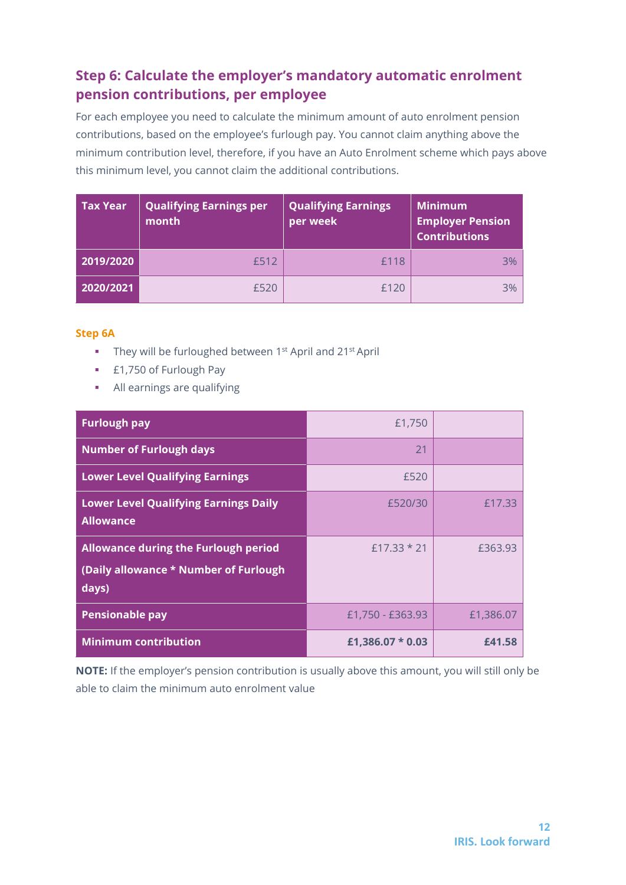## Step 6: Calculate the employer's mandatory automatic enrolment pension contributions, per employee

For each employee you need to calculate the minimum amount of auto enrolment pension contributions, based on the employee's furlough pay. You cannot claim anything above the minimum contribution level, therefore, if you have an Auto Enrolment scheme which pays above this minimum level, you cannot claim the additional contributions.

| Tax Year | Qualifying Earnings per month | Qualifying Earnings per week | Minimum Employer Pension Contributions |
|---|---|---|---|
| 2019/2020 | £512 | £118 | 3% |
| 2020/2021 | £520 | £120 | 3% |

### Step 6A

- They will be furloughed between 1st April and 21st April
- £1,750 of Furlough Pay
- All earnings are qualifying

| | | |
|---|---|---|
| **Furlough pay** | £1,750 | |
| **Number of Furlough days** | 21 | |
| **Lower Level Qualifying Earnings** | £520 | |
| **Lower Level Qualifying Earnings Daily Allowance** | £520/30 | £17.33 |
| **Allowance during the Furlough period (Daily allowance * Number of Furlough days)** | £17.33 * 21 | £363.93 |
| **Pensionable pay** | £1,750 - £363.93 | £1,386.07 |
| **Minimum contribution** | **£1,386.07 * 0.03** | **£41.58** |

**NOTE:** If the employer's pension contribution is usually above this amount, you will still only be able to claim the minimum auto enrolment value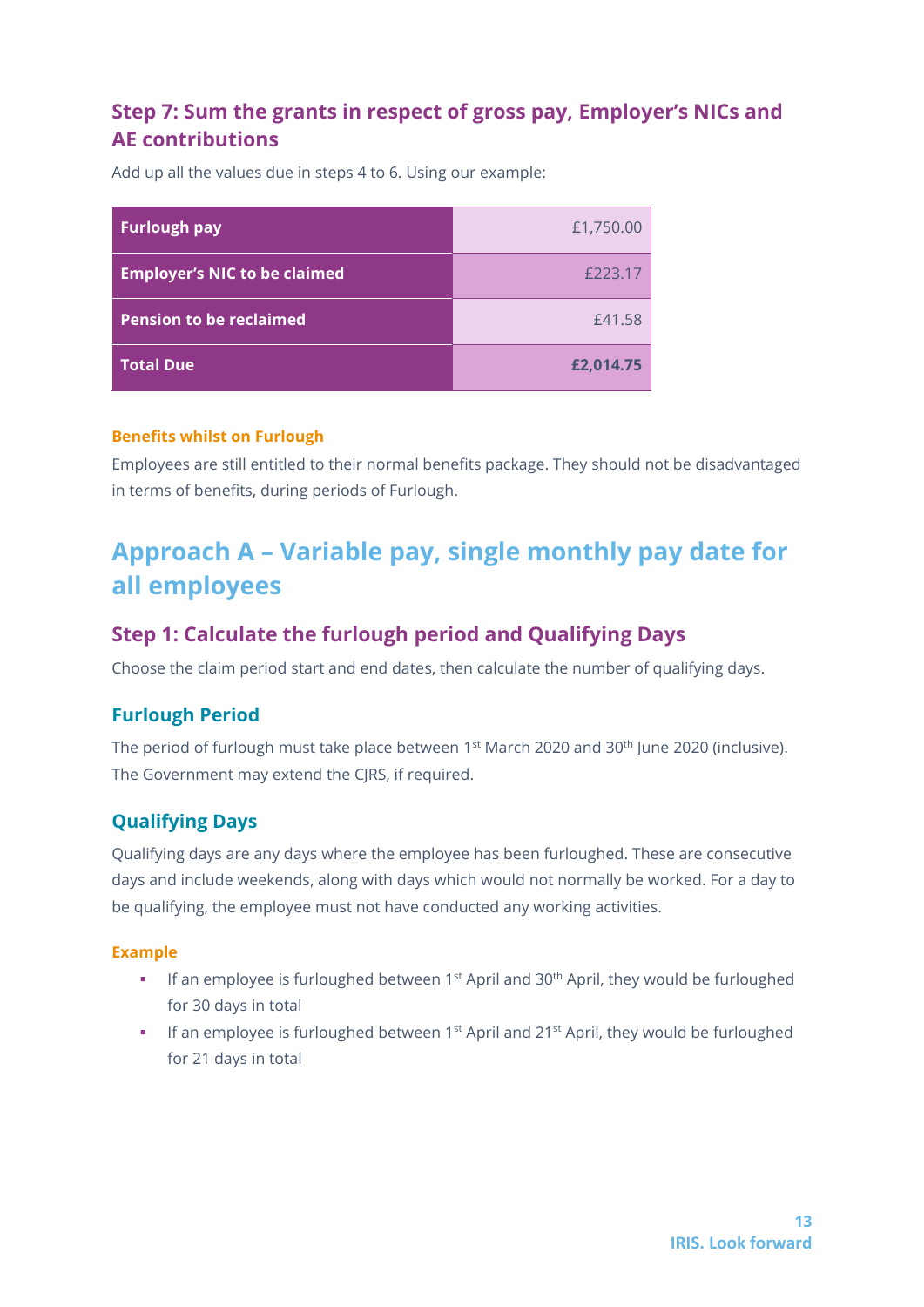### Step 7: Sum the grants in respect of gross pay, Employer's NICs and AE contributions

Add up all the values due in steps 4 to 6. Using our example:

| | |
|---|---:|
| **Furlough pay** | £1,750.00 |
| **Employer's NIC to be claimed** | £223.17 |
| **Pension to be reclaimed** | £41.58 |
| **Total Due** | **£2,014.75** |

**Benefits whilst on Furlough**

Employees are still entitled to their normal benefits package. They should not be disadvantaged in terms of benefits, during periods of Furlough.

## Approach A – Variable pay, single monthly pay date for all employees

### Step 1: Calculate the furlough period and Qualifying Days

Choose the claim period start and end dates, then calculate the number of qualifying days.

#### Furlough Period

The period of furlough must take place between 1st March 2020 and 30th June 2020 (inclusive). The Government may extend the CJRS, if required.

#### Qualifying Days

Qualifying days are any days where the employee has been furloughed. These are consecutive days and include weekends, along with days which would not normally be worked. For a day to be qualifying, the employee must not have conducted any working activities.

**Example**

- If an employee is furloughed between 1st April and 30th April, they would be furloughed for 30 days in total
- If an employee is furloughed between 1st April and 21st April, they would be furloughed for 21 days in total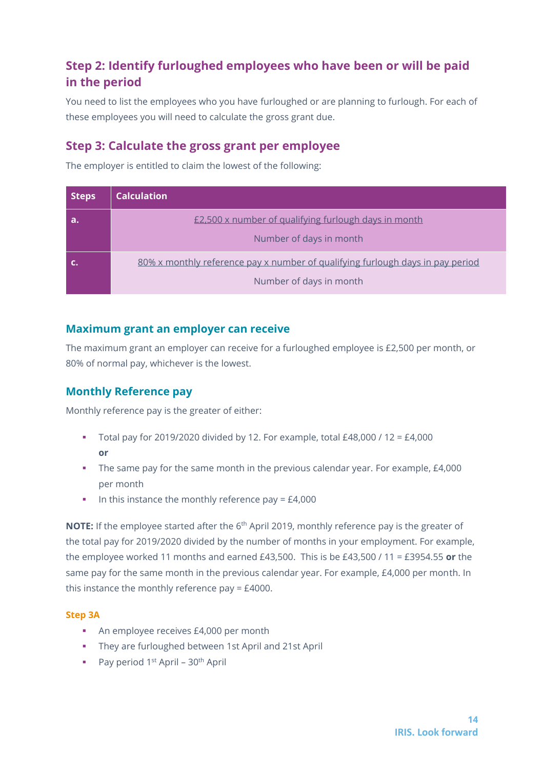## Step 2: Identify furloughed employees who have been or will be paid in the period

You need to list the employees who you have furloughed or are planning to furlough. For each of these employees you will need to calculate the gross grant due.

## Step 3: Calculate the gross grant per employee

The employer is entitled to claim the lowest of the following:

| Steps | Calculation |
| --- | --- |
| a. | $\frac{\text{£2,500 x number of qualifying furlough days in month}}{\text{Number of days in month}}$ |
| c. | $\frac{\text{80\% x monthly reference pay x number of qualifying furlough days in pay period}}{\text{Number of days in month}}$ |

### Maximum grant an employer can receive

The maximum grant an employer can receive for a furloughed employee is £2,500 per month, or 80% of normal pay, whichever is the lowest.

### Monthly Reference pay

Monthly reference pay is the greater of either:

- Total pay for 2019/2020 divided by 12. For example, total £48,000 / 12 = £4,000
  **or**
- The same pay for the same month in the previous calendar year. For example, £4,000 per month
- In this instance the monthly reference pay = £4,000

**NOTE:** If the employee started after the 6th April 2019, monthly reference pay is the greater of the total pay for 2019/2020 divided by the number of months in your employment. For example, the employee worked 11 months and earned £43,500. This is be £43,500 / 11 = £3954.55 **or** the same pay for the same month in the previous calendar year. For example, £4,000 per month. In this instance the monthly reference pay = £4000.

#### Step 3A

- An employee receives £4,000 per month
- They are furloughed between 1st April and 21st April
- Pay period 1st April – 30th April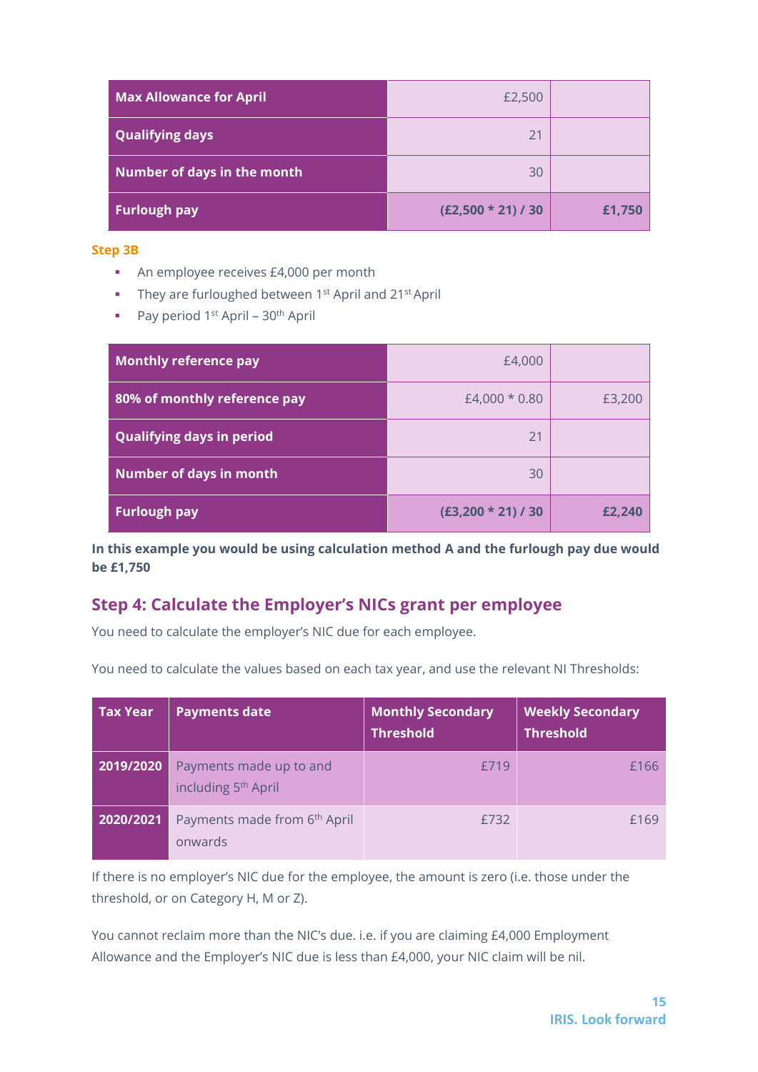| Max Allowance for April | £2,500 | |
|---|---|---|
| Qualifying days | 21 | |
| Number of days in the month | 30 | |
| **Furlough pay** | **(£2,500 * 21) / 30** | **£1,750** |

**Step 3B**

- An employee receives £4,000 per month
- They are furloughed between 1st April and 21st April
- Pay period 1st April – 30th April

| Monthly reference pay | £4,000 | |
|---|---|---|
| 80% of monthly reference pay | £4,000 * 0.80 | £3,200 |
| Qualifying days in period | 21 | |
| Number of days in month | 30 | |
| **Furlough pay** | **(£3,200 * 21) / 30** | **£2,240** |

**In this example you would be using calculation method A and the furlough pay due would be £1,750**

## Step 4: Calculate the Employer's NICs grant per employee

You need to calculate the employer's NIC due for each employee.

You need to calculate the values based on each tax year, and use the relevant NI Thresholds:

| Tax Year | Payments date | Monthly Secondary Threshold | Weekly Secondary Threshold |
|---|---|---|---|
| 2019/2020 | Payments made up to and including 5th April | £719 | £166 |
| 2020/2021 | Payments made from 6th April onwards | £732 | £169 |

If there is no employer's NIC due for the employee, the amount is zero (i.e. those under the threshold, or on Category H, M or Z).

You cannot reclaim more than the NIC's due. i.e. if you are claiming £4,000 Employment Allowance and the Employer's NIC due is less than £4,000, your NIC claim will be nil.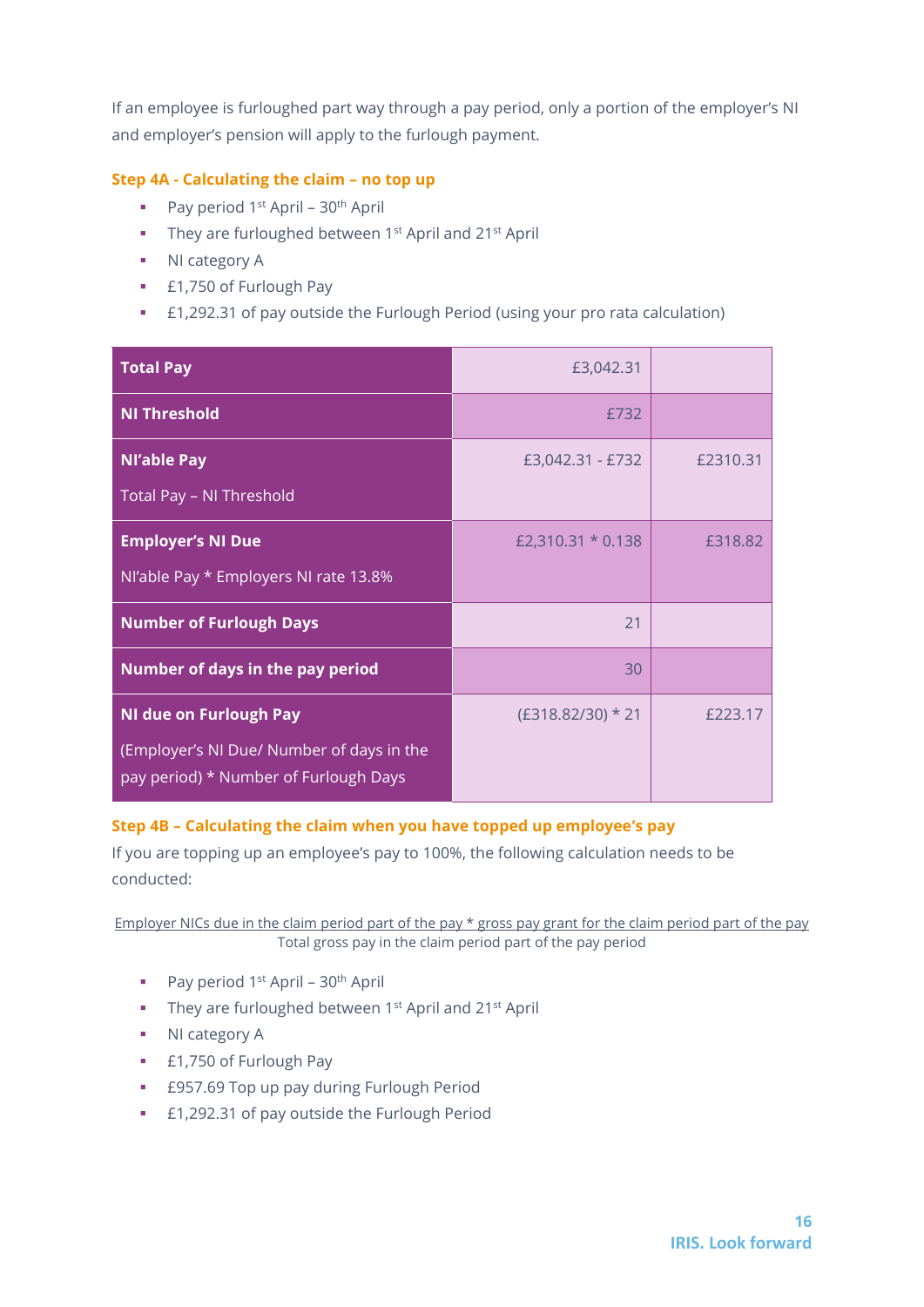If an employee is furloughed part way through a pay period, only a portion of the employer's NI and employer's pension will apply to the furlough payment.

### Step 4A - Calculating the claim – no top up

- Pay period 1st April – 30th April
- They are furloughed between 1st April and 21st April
- NI category A
- £1,750 of Furlough Pay
- £1,292.31 of pay outside the Furlough Period (using your pro rata calculation)

| | | |
|---|---|---|
| **Total Pay** | £3,042.31 | |
| **NI Threshold** | £732 | |
| **NI'able Pay**<br>Total Pay – NI Threshold | £3,042.31 - £732 | £2310.31 |
| **Employer's NI Due**<br>NI'able Pay * Employers NI rate 13.8% | £2,310.31 * 0.138 | £318.82 |
| **Number of Furlough Days** | 21 | |
| **Number of days in the pay period** | 30 | |
| **NI due on Furlough Pay**<br>(Employer's NI Due/ Number of days in the pay period) * Number of Furlough Days | (£318.82/30) * 21 | £223.17 |

### Step 4B – Calculating the claim when you have topped up employee's pay

If you are topping up an employee's pay to 100%, the following calculation needs to be conducted:

$$\frac{\text{Employer NICs due in the claim period part of the pay} * \text{gross pay grant for the claim period part of the pay}}{\text{Total gross pay in the claim period part of the pay period}}$$

- Pay period 1st April – 30th April
- They are furloughed between 1st April and 21st April
- NI category A
- £1,750 of Furlough Pay
- £957.69 Top up pay during Furlough Period
- £1,292.31 of pay outside the Furlough Period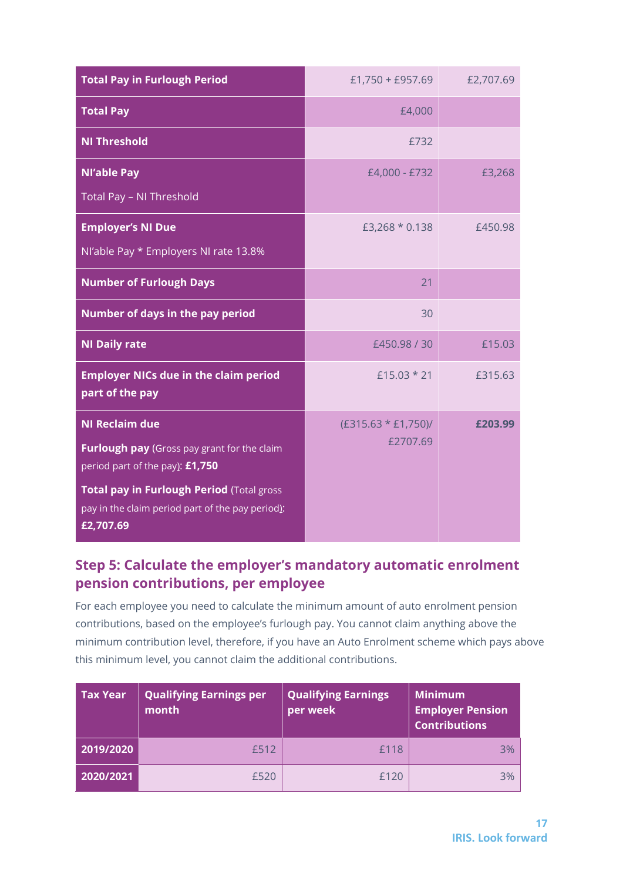| | | |
|---|---|---|
| **Total Pay in Furlough Period** | £1,750 + £957.69 | £2,707.69 |
| **Total Pay** | £4,000 | |
| **NI Threshold** | £732 | |
| **NI'able Pay**<br>Total Pay – NI Threshold | £4,000 - £732 | £3,268 |
| **Employer's NI Due**<br>NI'able Pay * Employers NI rate 13.8% | £3,268 * 0.138 | £450.98 |
| **Number of Furlough Days** | 21 | |
| **Number of days in the pay period** | 30 | |
| **NI Daily rate** | £450.98 / 30 | £15.03 |
| **Employer NICs due in the claim period part of the pay** | £15.03 * 21 | £315.63 |
| **NI Reclaim due**<br>**Furlough pay** (Gross pay grant for the claim period part of the pay): **£1,750**<br>**Total pay in Furlough Period** (Total gross pay in the claim period part of the pay period): **£2,707.69** | (£315.63 * £1,750)/ £2707.69 | **£203.99** |

## Step 5: Calculate the employer's mandatory automatic enrolment pension contributions, per employee

For each employee you need to calculate the minimum amount of auto enrolment pension contributions, based on the employee's furlough pay. You cannot claim anything above the minimum contribution level, therefore, if you have an Auto Enrolment scheme which pays above this minimum level, you cannot claim the additional contributions.

| Tax Year | Qualifying Earnings per month | Qualifying Earnings per week | Minimum Employer Pension Contributions |
|---|---|---|---|
| **2019/2020** | £512 | £118 | 3% |
| **2020/2021** | £520 | £120 | 3% |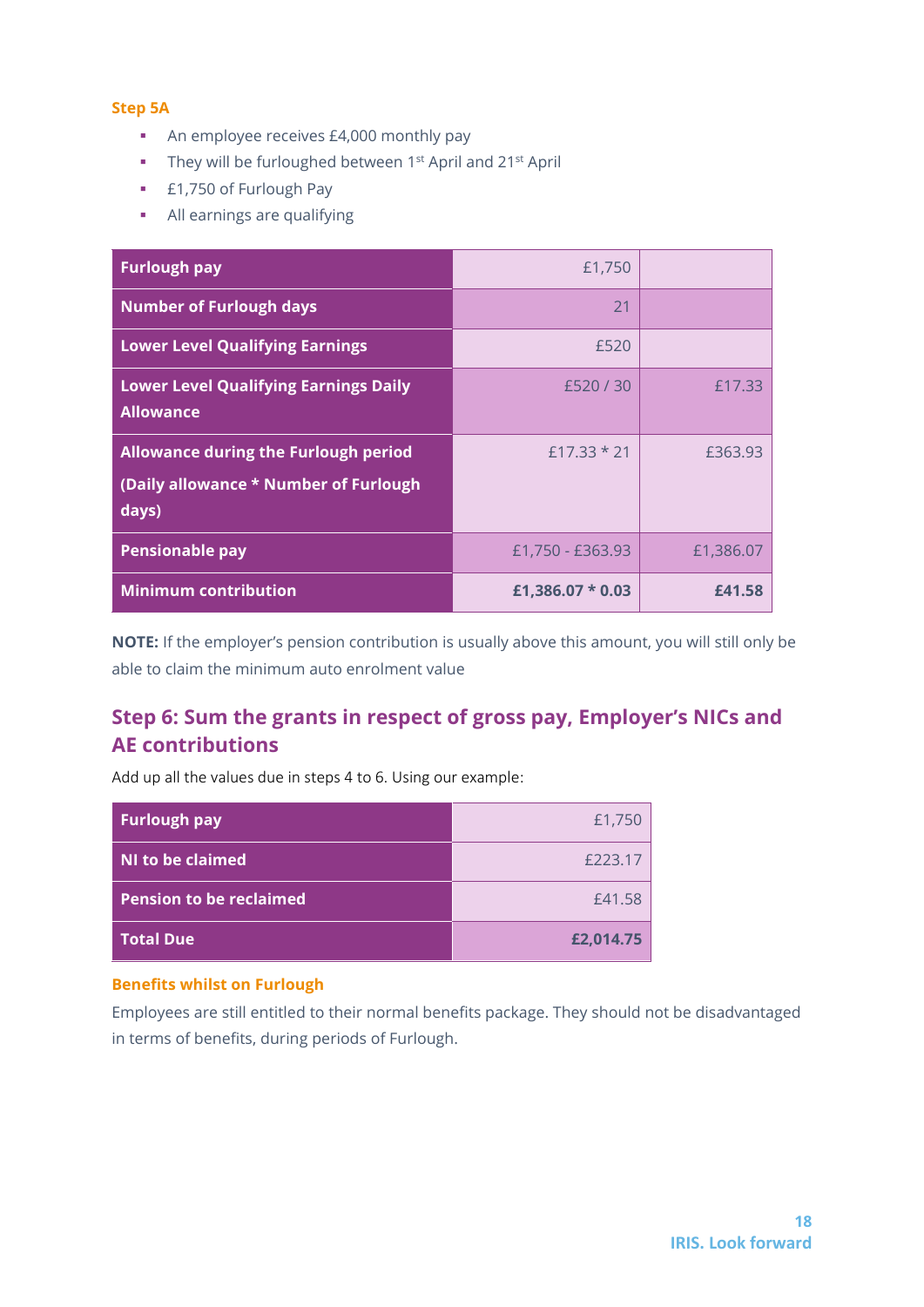**Step 5A**

- An employee receives £4,000 monthly pay
- They will be furloughed between 1st April and 21st April
- £1,750 of Furlough Pay
- All earnings are qualifying

| | | |
|---|---|---|
| **Furlough pay** | £1,750 | |
| **Number of Furlough days** | 21 | |
| **Lower Level Qualifying Earnings** | £520 | |
| **Lower Level Qualifying Earnings Daily Allowance** | £520 / 30 | £17.33 |
| **Allowance during the Furlough period (Daily allowance * Number of Furlough days)** | £17.33 * 21 | £363.93 |
| **Pensionable pay** | £1,750 - £363.93 | £1,386.07 |
| **Minimum contribution** | **£1,386.07 * 0.03** | **£41.58** |

**NOTE:** If the employer's pension contribution is usually above this amount, you will still only be able to claim the minimum auto enrolment value

## Step 6: Sum the grants in respect of gross pay, Employer's NICs and AE contributions

Add up all the values due in steps 4 to 6. Using our example:

| | |
|---|---|
| **Furlough pay** | £1,750 |
| **NI to be claimed** | £223.17 |
| **Pension to be reclaimed** | £41.58 |
| **Total Due** | **£2,014.75** |

**Benefits whilst on Furlough**

Employees are still entitled to their normal benefits package. They should not be disadvantaged in terms of benefits, during periods of Furlough.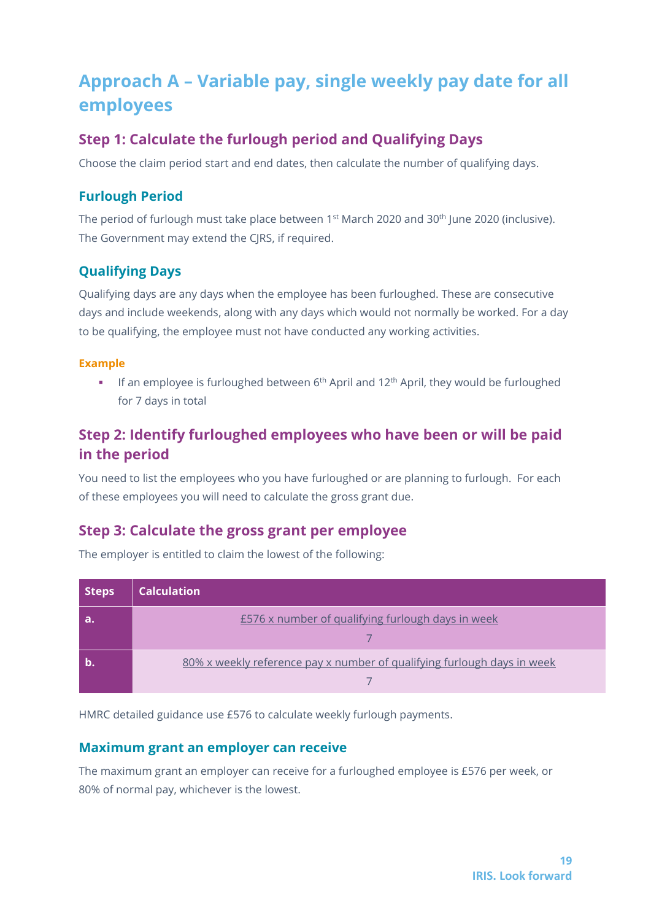# Approach A – Variable pay, single weekly pay date for all employees

## Step 1: Calculate the furlough period and Qualifying Days

Choose the claim period start and end dates, then calculate the number of qualifying days.

### Furlough Period

The period of furlough must take place between 1st March 2020 and 30th June 2020 (inclusive). The Government may extend the CJRS, if required.

### Qualifying Days

Qualifying days are any days when the employee has been furloughed. These are consecutive days and include weekends, along with any days which would not normally be worked. For a day to be qualifying, the employee must not have conducted any working activities.

**Example**

- If an employee is furloughed between 6th April and 12th April, they would be furloughed for 7 days in total

## Step 2: Identify furloughed employees who have been or will be paid in the period

You need to list the employees who you have furloughed or are planning to furlough. For each of these employees you will need to calculate the gross grant due.

## Step 3: Calculate the gross grant per employee

The employer is entitled to claim the lowest of the following:

| Steps | Calculation |
|---|---|
| a. | $\frac{\text{£576 x number of qualifying furlough days in week}}{7}$ |
| b. | $\frac{\text{80\% x weekly reference pay x number of qualifying furlough days in week}}{7}$ |

HMRC detailed guidance use £576 to calculate weekly furlough payments.

### Maximum grant an employer can receive

The maximum grant an employer can receive for a furloughed employee is £576 per week, or 80% of normal pay, whichever is the lowest.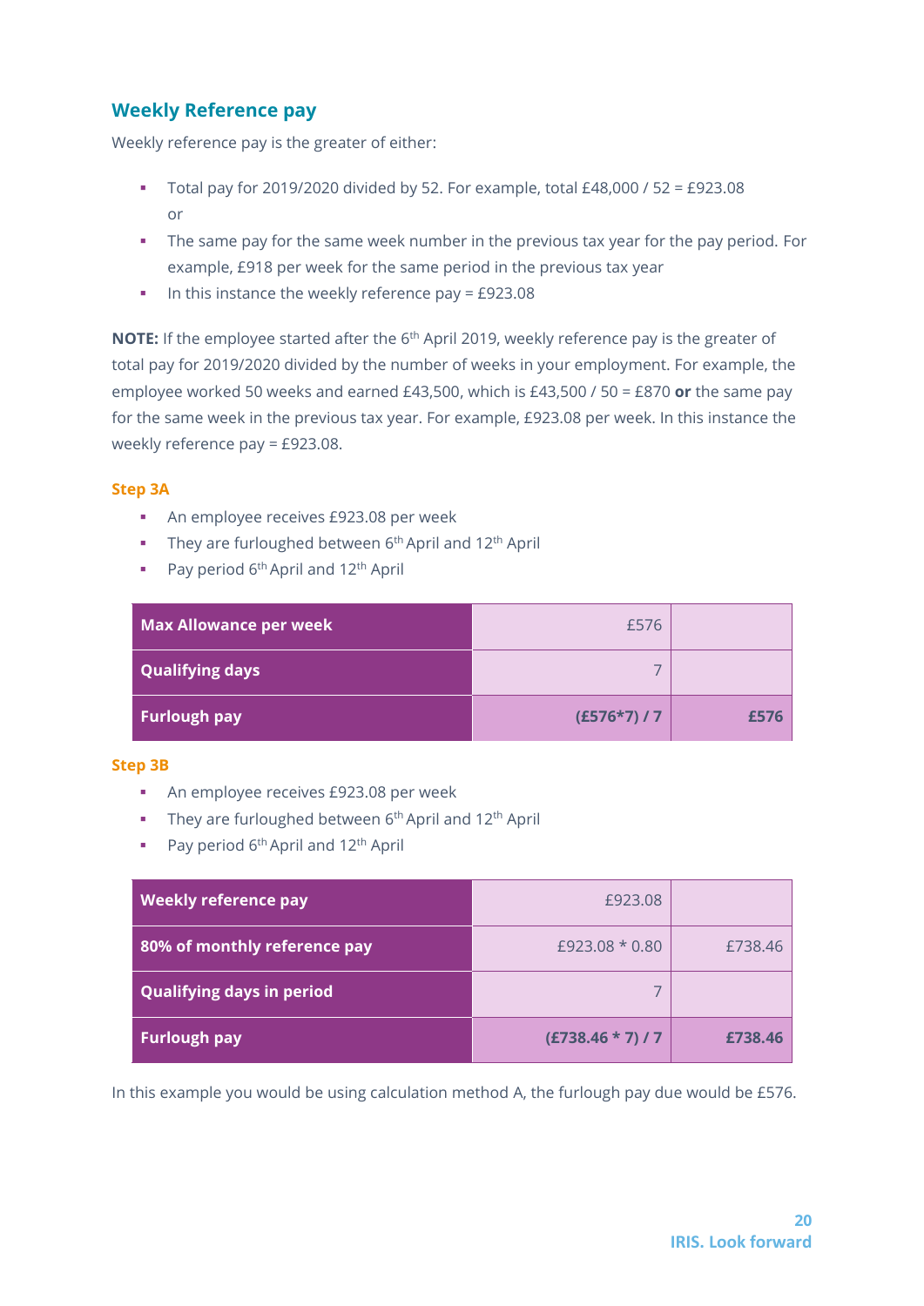## Weekly Reference pay

Weekly reference pay is the greater of either:

- Total pay for 2019/2020 divided by 52. For example, total £48,000 / 52 = £923.08 or
- The same pay for the same week number in the previous tax year for the pay period. For example, £918 per week for the same period in the previous tax year
- In this instance the weekly reference pay = £923.08

**NOTE:** If the employee started after the 6th April 2019, weekly reference pay is the greater of total pay for 2019/2020 divided by the number of weeks in your employment. For example, the employee worked 50 weeks and earned £43,500, which is £43,500 / 50 = £870 **or** the same pay for the same week in the previous tax year. For example, £923.08 per week. In this instance the weekly reference pay = £923.08.

### Step 3A

- An employee receives £923.08 per week
- They are furloughed between 6th April and 12th April
- Pay period 6th April and 12th April

| | | |
|---|---|---|
| **Max Allowance per week** | £576 | |
| **Qualifying days** | 7 | |
| **Furlough pay** | **(£576*7) / 7** | **£576** |

### Step 3B

- An employee receives £923.08 per week
- They are furloughed between 6th April and 12th April
- Pay period 6th April and 12th April

| | | |
|---|---|---|
| **Weekly reference pay** | £923.08 | |
| **80% of monthly reference pay** | £923.08 * 0.80 | £738.46 |
| **Qualifying days in period** | 7 | |
| **Furlough pay** | **(£738.46 * 7) / 7** | **£738.46** |

In this example you would be using calculation method A, the furlough pay due would be £576.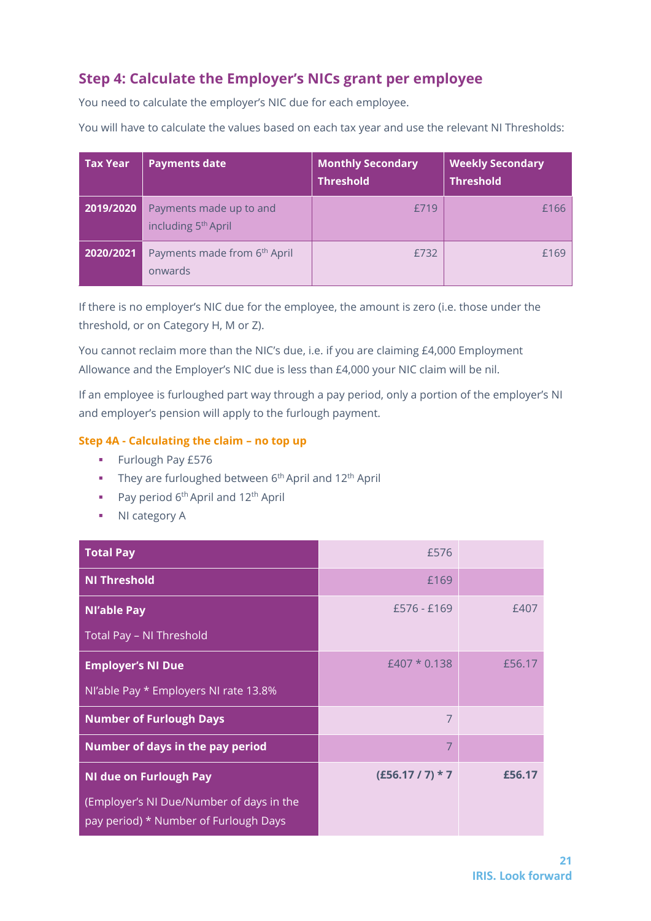## Step 4: Calculate the Employer's NICs grant per employee

You need to calculate the employer's NIC due for each employee.

You will have to calculate the values based on each tax year and use the relevant NI Thresholds:

| Tax Year | Payments date | Monthly Secondary Threshold | Weekly Secondary Threshold |
|---|---|---|---|
| 2019/2020 | Payments made up to and including 5th April | £719 | £166 |
| 2020/2021 | Payments made from 6th April onwards | £732 | £169 |

If there is no employer's NIC due for the employee, the amount is zero (i.e. those under the threshold, or on Category H, M or Z).

You cannot reclaim more than the NIC's due, i.e. if you are claiming £4,000 Employment Allowance and the Employer's NIC due is less than £4,000 your NIC claim will be nil.

If an employee is furloughed part way through a pay period, only a portion of the employer's NI and employer's pension will apply to the furlough payment.

### Step 4A - Calculating the claim – no top up

- Furlough Pay £576
- They are furloughed between 6th April and 12th April
- Pay period 6th April and 12th April
- NI category A

| | | |
|---|---|---|
| **Total Pay** | £576 | |
| **NI Threshold** | £169 | |
| **NI'able Pay** Total Pay – NI Threshold | £576 - £169 | £407 |
| **Employer's NI Due** NI'able Pay * Employers NI rate 13.8% | £407 * 0.138 | £56.17 |
| **Number of Furlough Days** | 7 | |
| **Number of days in the pay period** | 7 | |
| **NI due on Furlough Pay** (Employer's NI Due/Number of days in the pay period) * Number of Furlough Days | **(£56.17 / 7) * 7** | **£56.17** |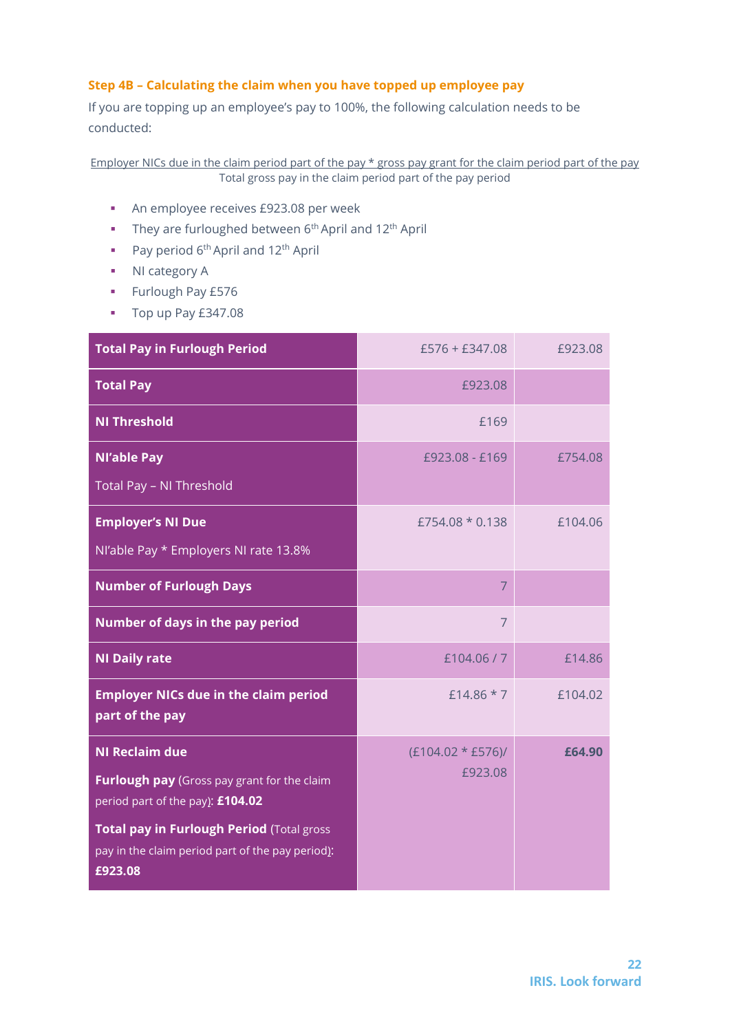### Step 4B – Calculating the claim when you have topped up employee pay

If you are topping up an employee's pay to 100%, the following calculation needs to be conducted:

$$\frac{\text{Employer NICs due in the claim period part of the pay} * \text{gross pay grant for the claim period part of the pay}}{\text{Total gross pay in the claim period part of the pay period}}$$

- An employee receives £923.08 per week
- They are furloughed between 6th April and 12th April
- Pay period 6th April and 12th April
- NI category A
- Furlough Pay £576
- Top up Pay £347.08

| | | |
|---|---|---|
| **Total Pay in Furlough Period** | £576 + £347.08 | £923.08 |
| **Total Pay** | £923.08 | |
| **NI Threshold** | £169 | |
| **NI'able Pay**<br>Total Pay – NI Threshold | £923.08 - £169 | £754.08 |
| **Employer's NI Due**<br>NI'able Pay * Employers NI rate 13.8% | £754.08 * 0.138 | £104.06 |
| **Number of Furlough Days** | 7 | |
| **Number of days in the pay period** | 7 | |
| **NI Daily rate** | £104.06 / 7 | £14.86 |
| **Employer NICs due in the claim period part of the pay** | £14.86 * 7 | £104.02 |
| **NI Reclaim due**<br>**Furlough pay** (Gross pay grant for the claim period part of the pay): **£104.02**<br>**Total pay in Furlough Period** (Total gross pay in the claim period part of the pay period): **£923.08** | (£104.02 * £576)/ £923.08 | **£64.90** |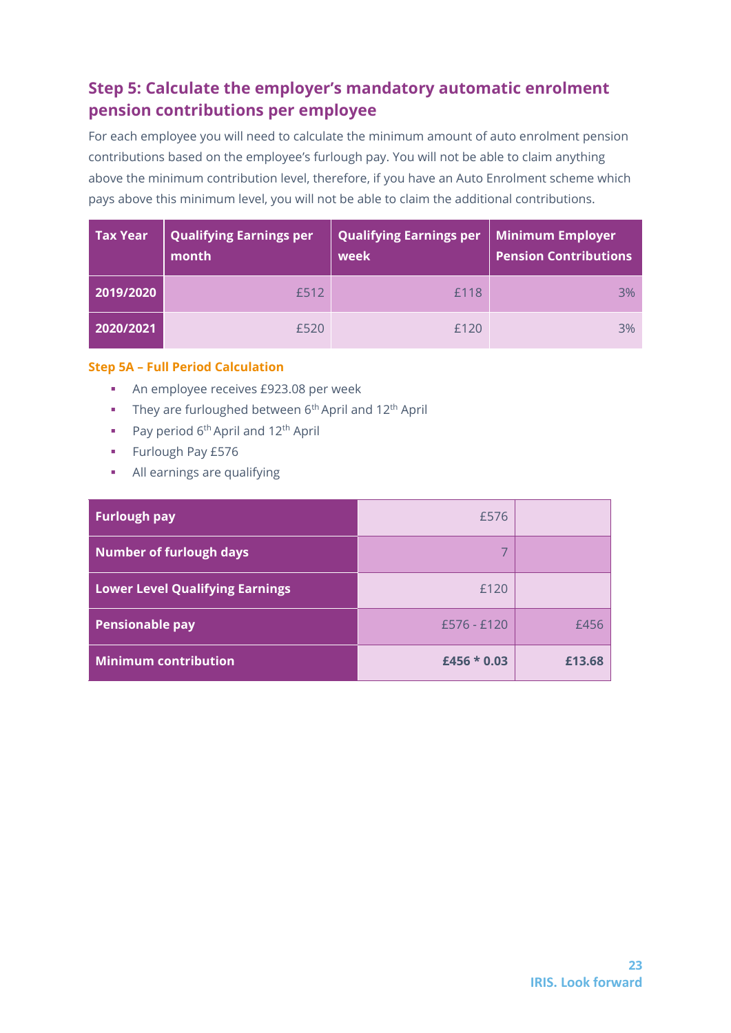## Step 5: Calculate the employer's mandatory automatic enrolment pension contributions per employee

For each employee you will need to calculate the minimum amount of auto enrolment pension contributions based on the employee's furlough pay. You will not be able to claim anything above the minimum contribution level, therefore, if you have an Auto Enrolment scheme which pays above this minimum level, you will not be able to claim the additional contributions.

| Tax Year | Qualifying Earnings per month | Qualifying Earnings per week | Minimum Employer Pension Contributions |
|---|---|---|---|
| 2019/2020 | £512 | £118 | 3% |
| 2020/2021 | £520 | £120 | 3% |

### Step 5A – Full Period Calculation

- An employee receives £923.08 per week
- They are furloughed between 6th April and 12th April
- Pay period 6th April and 12th April
- Furlough Pay £576
- All earnings are qualifying

| Furlough pay | £576 | |
|---|---|---|
| Number of furlough days | 7 | |
| Lower Level Qualifying Earnings | £120 | |
| Pensionable pay | £576 - £120 | £456 |
| Minimum contribution | **£456 * 0.03** | **£13.68** |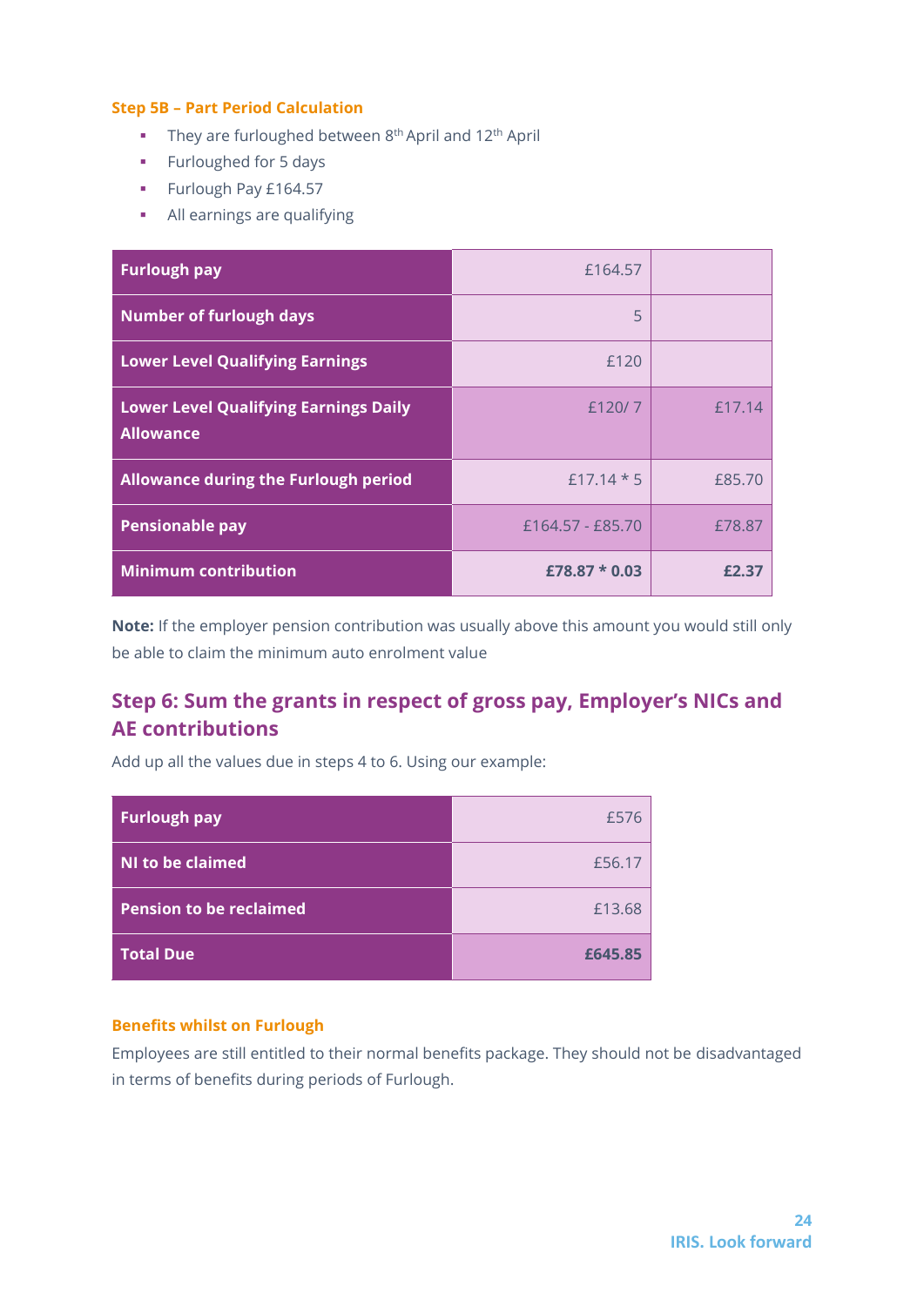**Step 5B – Part Period Calculation**

- They are furloughed between 8th April and 12th April
- Furloughed for 5 days
- Furlough Pay £164.57
- All earnings are qualifying

| | | |
|---|---|---|
| **Furlough pay** | £164.57 | |
| **Number of furlough days** | 5 | |
| **Lower Level Qualifying Earnings** | £120 | |
| **Lower Level Qualifying Earnings Daily Allowance** | £120/ 7 | £17.14 |
| **Allowance during the Furlough period** | £17.14 * 5 | £85.70 |
| **Pensionable pay** | £164.57 - £85.70 | £78.87 |
| **Minimum contribution** | **£78.87 * 0.03** | **£2.37** |

**Note:** If the employer pension contribution was usually above this amount you would still only be able to claim the minimum auto enrolment value

## Step 6: Sum the grants in respect of gross pay, Employer's NICs and AE contributions

Add up all the values due in steps 4 to 6. Using our example:

| | |
|---|---|
| **Furlough pay** | £576 |
| **NI to be claimed** | £56.17 |
| **Pension to be reclaimed** | £13.68 |
| **Total Due** | **£645.85** |

**Benefits whilst on Furlough**

Employees are still entitled to their normal benefits package. They should not be disadvantaged in terms of benefits during periods of Furlough.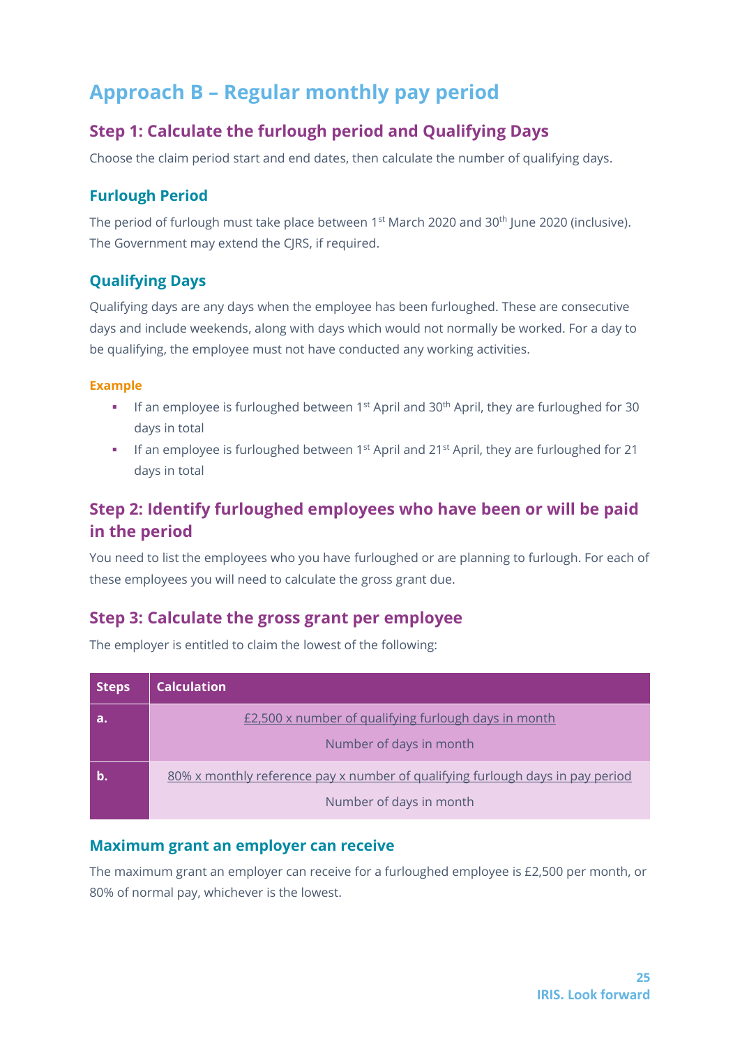# Approach B – Regular monthly pay period

## Step 1: Calculate the furlough period and Qualifying Days

Choose the claim period start and end dates, then calculate the number of qualifying days.

### Furlough Period

The period of furlough must take place between 1st March 2020 and 30th June 2020 (inclusive). The Government may extend the CJRS, if required.

### Qualifying Days

Qualifying days are any days when the employee has been furloughed. These are consecutive days and include weekends, along with days which would not normally be worked. For a day to be qualifying, the employee must not have conducted any working activities.

**Example**

- If an employee is furloughed between 1st April and 30th April, they are furloughed for 30 days in total
- If an employee is furloughed between 1st April and 21st April, they are furloughed for 21 days in total

## Step 2: Identify furloughed employees who have been or will be paid in the period

You need to list the employees who you have furloughed or are planning to furlough. For each of these employees you will need to calculate the gross grant due.

## Step 3: Calculate the gross grant per employee

The employer is entitled to claim the lowest of the following:

| Steps | Calculation |
| --- | --- |
| a. | $\frac{\text{£2,500 x number of qualifying furlough days in month}}{\text{Number of days in month}}$ |
| b. | $\frac{\text{80\% x monthly reference pay x number of qualifying furlough days in pay period}}{\text{Number of days in month}}$ |

### Maximum grant an employer can receive

The maximum grant an employer can receive for a furloughed employee is £2,500 per month, or 80% of normal pay, whichever is the lowest.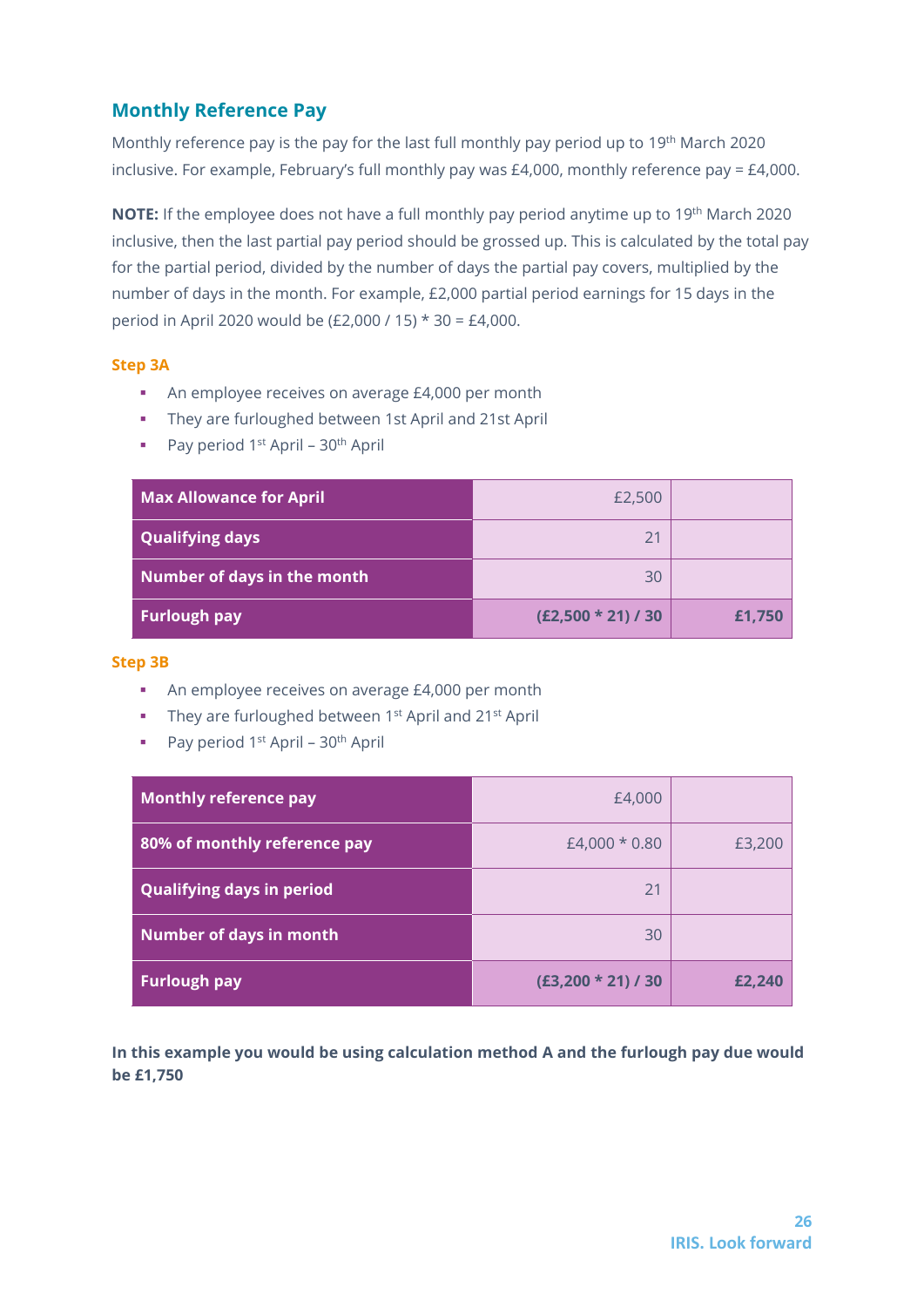## Monthly Reference Pay

Monthly reference pay is the pay for the last full monthly pay period up to 19th March 2020 inclusive. For example, February's full monthly pay was £4,000, monthly reference pay = £4,000.

**NOTE:** If the employee does not have a full monthly pay period anytime up to 19th March 2020 inclusive, then the last partial pay period should be grossed up. This is calculated by the total pay for the partial period, divided by the number of days the partial pay covers, multiplied by the number of days in the month. For example, £2,000 partial period earnings for 15 days in the period in April 2020 would be (£2,000 / 15) * 30 = £4,000.

### Step 3A

- An employee receives on average £4,000 per month
- They are furloughed between 1st April and 21st April
- Pay period 1st April – 30th April

| | | |
|---|---|---|
| **Max Allowance for April** | £2,500 | |
| **Qualifying days** | 21 | |
| **Number of days in the month** | 30 | |
| **Furlough pay** | **(£2,500 * 21) / 30** | **£1,750** |

### Step 3B

- An employee receives on average £4,000 per month
- They are furloughed between 1st April and 21st April
- Pay period 1st April – 30th April

| | | |
|---|---|---|
| **Monthly reference pay** | £4,000 | |
| **80% of monthly reference pay** | £4,000 * 0.80 | £3,200 |
| **Qualifying days in period** | 21 | |
| **Number of days in month** | 30 | |
| **Furlough pay** | **(£3,200 * 21) / 30** | **£2,240** |

**In this example you would be using calculation method A and the furlough pay due would be £1,750**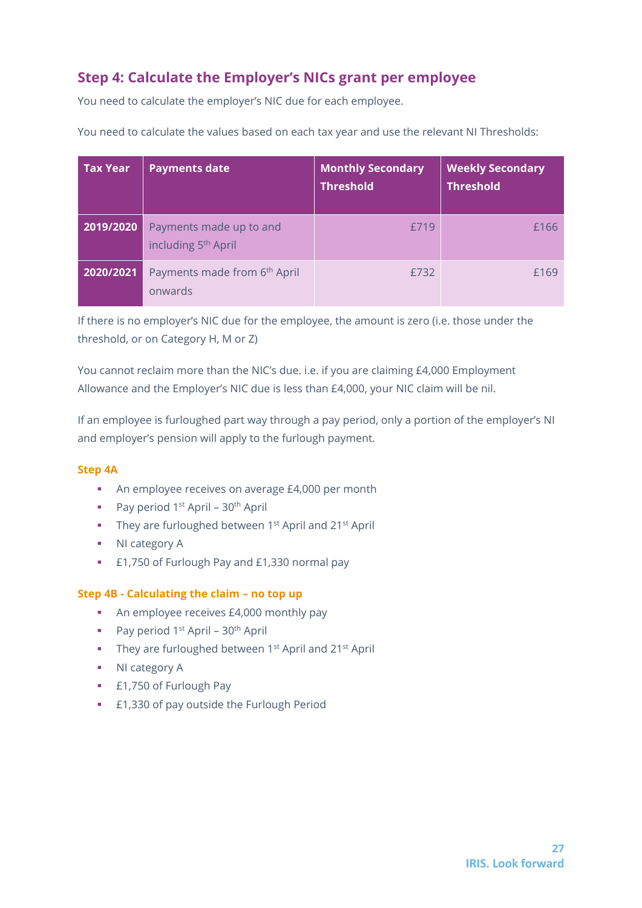## Step 4: Calculate the Employer's NICs grant per employee

You need to calculate the employer's NIC due for each employee.

You need to calculate the values based on each tax year and use the relevant NI Thresholds:

| Tax Year | Payments date | Monthly Secondary Threshold | Weekly Secondary Threshold |
|---|---|---|---|
| 2019/2020 | Payments made up to and including 5th April | £719 | £166 |
| 2020/2021 | Payments made from 6th April onwards | £732 | £169 |

If there is no employer's NIC due for the employee, the amount is zero (i.e. those under the threshold, or on Category H, M or Z)

You cannot reclaim more than the NIC's due. i.e. if you are claiming £4,000 Employment Allowance and the Employer's NIC due is less than £4,000, your NIC claim will be nil.

If an employee is furloughed part way through a pay period, only a portion of the employer's NI and employer's pension will apply to the furlough payment.

#### Step 4A

- An employee receives on average £4,000 per month
- Pay period 1st April – 30th April
- They are furloughed between 1st April and 21st April
- NI category A
- £1,750 of Furlough Pay and £1,330 normal pay

#### Step 4B - Calculating the claim – no top up

- An employee receives £4,000 monthly pay
- Pay period 1st April – 30th April
- They are furloughed between 1st April and 21st April
- NI category A
- £1,750 of Furlough Pay
- £1,330 of pay outside the Furlough Period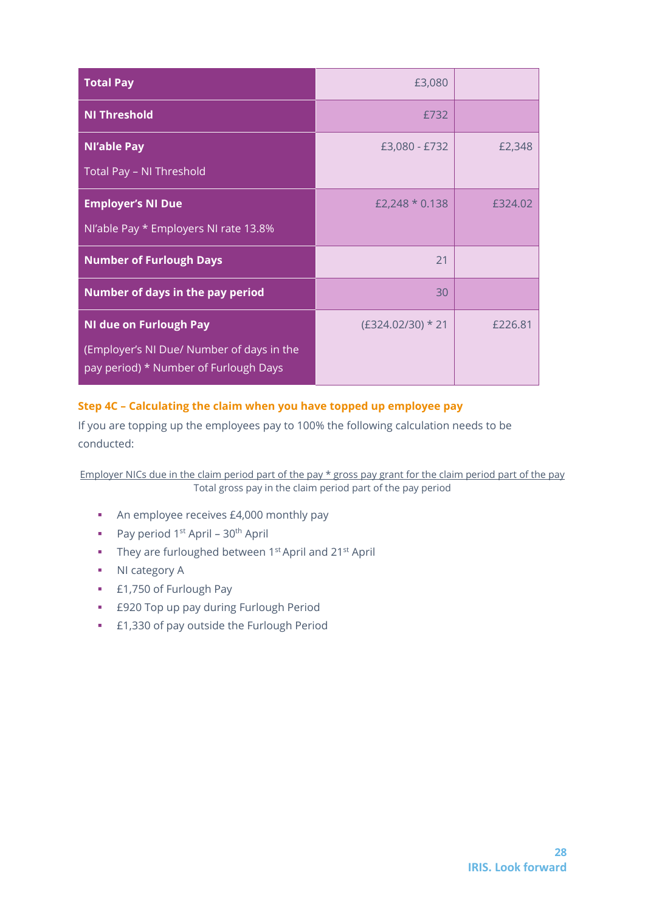| | | |
|---|---|---|
| **Total Pay** | £3,080 | |
| **NI Threshold** | £732 | |
| **NI'able Pay**<br>Total Pay – NI Threshold | £3,080 - £732 | £2,348 |
| **Employer's NI Due**<br>NI'able Pay * Employers NI rate 13.8% | £2,248 * 0.138 | £324.02 |
| **Number of Furlough Days** | 21 | |
| **Number of days in the pay period** | 30 | |
| **NI due on Furlough Pay**<br>(Employer's NI Due/ Number of days in the pay period) * Number of Furlough Days | (£324.02/30) * 21 | £226.81 |

### Step 4C – Calculating the claim when you have topped up employee pay

If you are topping up the employees pay to 100% the following calculation needs to be conducted:

$$\frac{\text{Employer NICs due in the claim period part of the pay * gross pay grant for the claim period part of the pay}}{\text{Total gross pay in the claim period part of the pay period}}$$

- An employee receives £4,000 monthly pay
- Pay period 1st April – 30th April
- They are furloughed between 1st April and 21st April
- NI category A
- £1,750 of Furlough Pay
- £920 Top up pay during Furlough Period
- £1,330 of pay outside the Furlough Period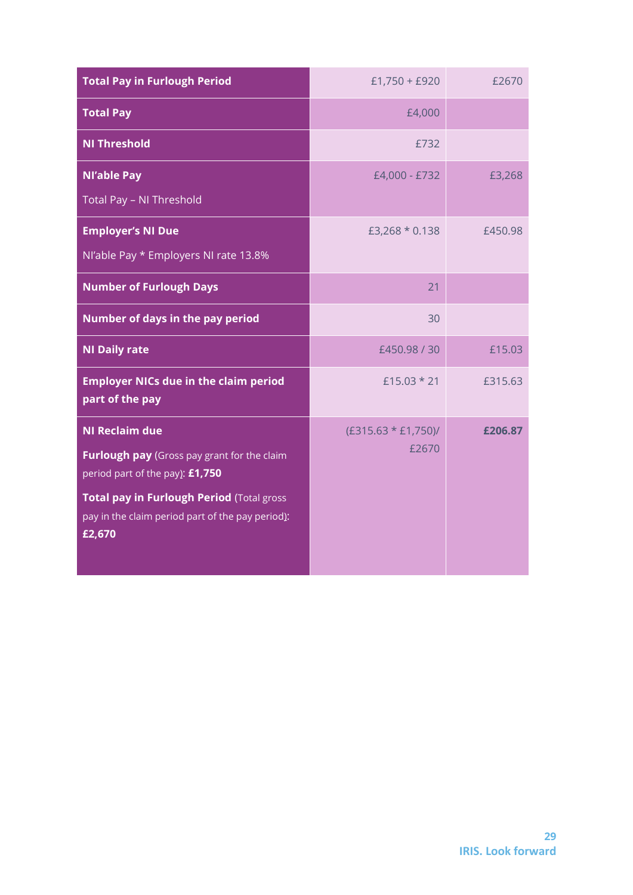| | | |
|---|---|---|
| **Total Pay in Furlough Period** | £1,750 + £920 | £2670 |
| **Total Pay** | £4,000 | |
| **NI Threshold** | £732 | |
| **NI'able Pay**<br>Total Pay – NI Threshold | £4,000 - £732 | £3,268 |
| **Employer's NI Due**<br>NI'able Pay * Employers NI rate 13.8% | £3,268 * 0.138 | £450.98 |
| **Number of Furlough Days** | 21 | |
| **Number of days in the pay period** | 30 | |
| **NI Daily rate** | £450.98 / 30 | £15.03 |
| **Employer NICs due in the claim period part of the pay** | £15.03 * 21 | £315.63 |
| **NI Reclaim due**<br>**Furlough pay** (Gross pay grant for the claim period part of the pay): **£1,750**<br>**Total pay in Furlough Period** (Total gross pay in the claim period part of the pay period): **£2,670** | (£315.63 * £1,750)/ £2670 | **£206.87** |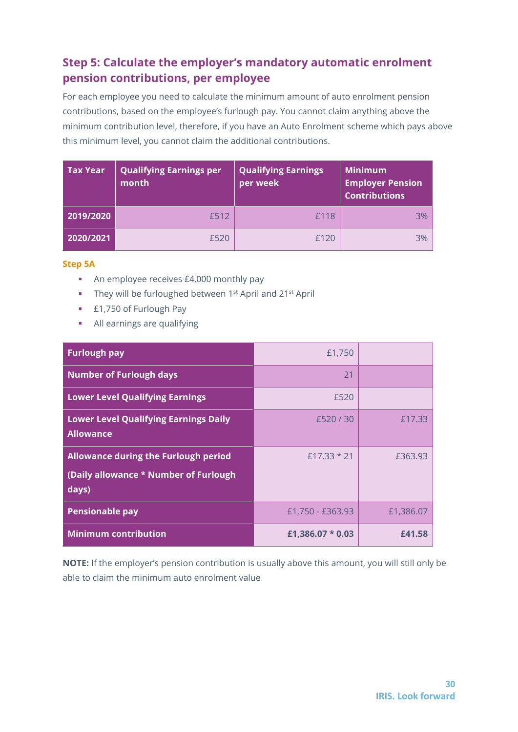## Step 5: Calculate the employer's mandatory automatic enrolment pension contributions, per employee

For each employee you need to calculate the minimum amount of auto enrolment pension contributions, based on the employee's furlough pay. You cannot claim anything above the minimum contribution level, therefore, if you have an Auto Enrolment scheme which pays above this minimum level, you cannot claim the additional contributions.

| Tax Year | Qualifying Earnings per month | Qualifying Earnings per week | Minimum Employer Pension Contributions |
|---|---|---|---|
| 2019/2020 | £512 | £118 | 3% |
| 2020/2021 | £520 | £120 | 3% |

**Step 5A**

- An employee receives £4,000 monthly pay
- They will be furloughed between 1st April and 21st April
- £1,750 of Furlough Pay
- All earnings are qualifying

| | | |
|---|---|---|
| **Furlough pay** | £1,750 | |
| **Number of Furlough days** | 21 | |
| **Lower Level Qualifying Earnings** | £520 | |
| **Lower Level Qualifying Earnings Daily Allowance** | £520 / 30 | £17.33 |
| **Allowance during the Furlough period (Daily allowance * Number of Furlough days)** | £17.33 * 21 | £363.93 |
| **Pensionable pay** | £1,750 - £363.93 | £1,386.07 |
| **Minimum contribution** | **£1,386.07 * 0.03** | **£41.58** |

**NOTE:** If the employer's pension contribution is usually above this amount, you will still only be able to claim the minimum auto enrolment value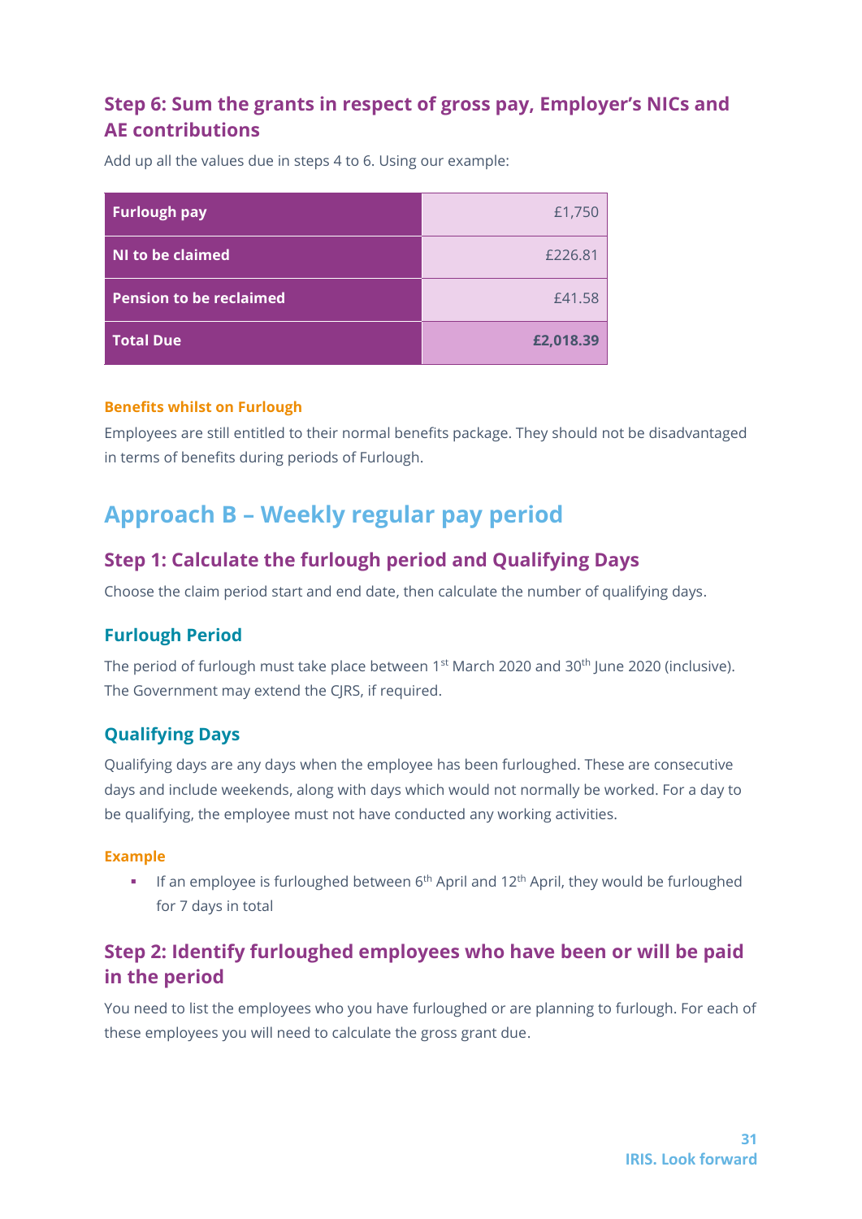### Step 6: Sum the grants in respect of gross pay, Employer's NICs and AE contributions

Add up all the values due in steps 4 to 6. Using our example:

| | |
|---|---:|
| **Furlough pay** | £1,750 |
| **NI to be claimed** | £226.81 |
| **Pension to be reclaimed** | £41.58 |
| **Total Due** | **£2,018.39** |

**Benefits whilst on Furlough**

Employees are still entitled to their normal benefits package. They should not be disadvantaged in terms of benefits during periods of Furlough.

## Approach B – Weekly regular pay period

### Step 1: Calculate the furlough period and Qualifying Days

Choose the claim period start and end date, then calculate the number of qualifying days.

### Furlough Period

The period of furlough must take place between 1st March 2020 and 30th June 2020 (inclusive). The Government may extend the CJRS, if required.

### Qualifying Days

Qualifying days are any days when the employee has been furloughed. These are consecutive days and include weekends, along with days which would not normally be worked. For a day to be qualifying, the employee must not have conducted any working activities.

**Example**

- If an employee is furloughed between 6th April and 12th April, they would be furloughed for 7 days in total

### Step 2: Identify furloughed employees who have been or will be paid in the period

You need to list the employees who you have furloughed or are planning to furlough. For each of these employees you will need to calculate the gross grant due.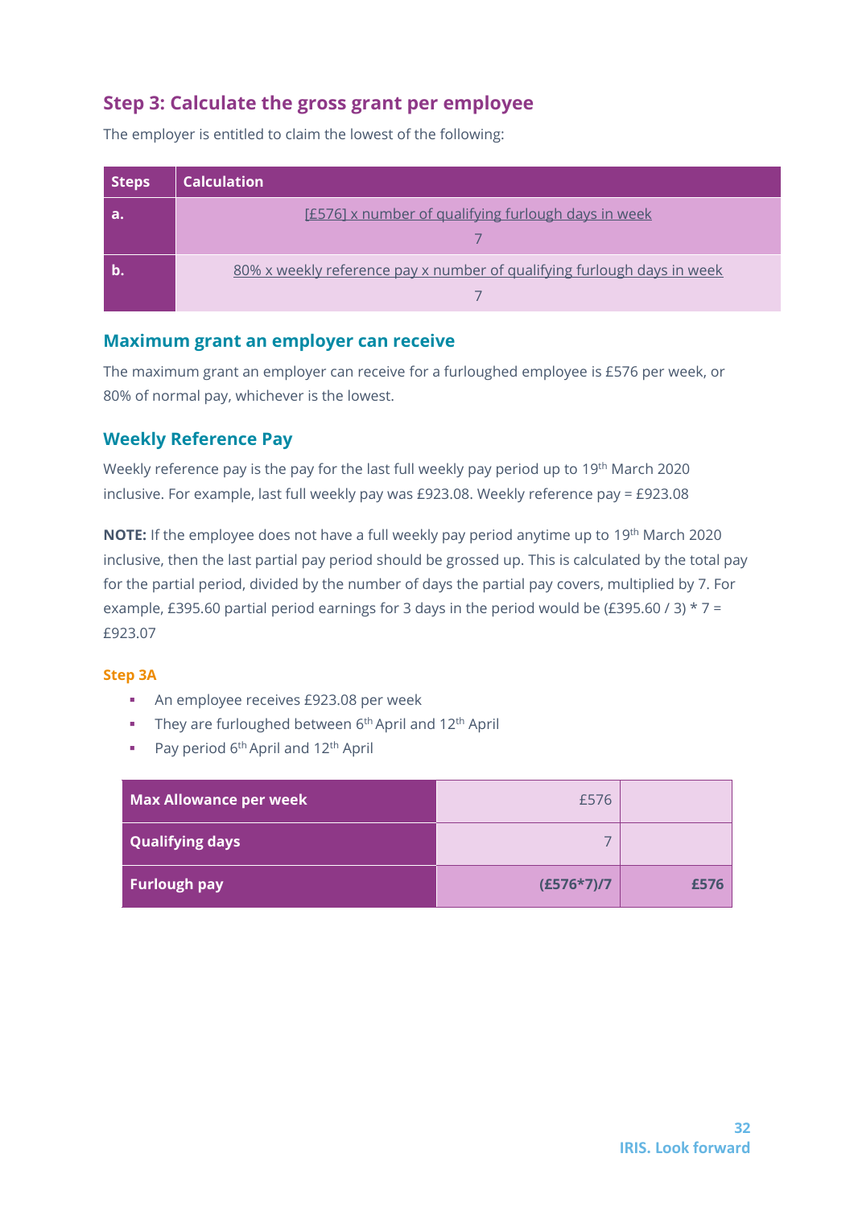## Step 3: Calculate the gross grant per employee

The employer is entitled to claim the lowest of the following:

| Steps | Calculation |
|---|---|
| a. | $\frac{[£576] \times \text{number of qualifying furlough days in week}}{7}$ |
| b. | $\frac{80\% \times \text{weekly reference pay} \times \text{number of qualifying furlough days in week}}{7}$ |

### Maximum grant an employer can receive

The maximum grant an employer can receive for a furloughed employee is £576 per week, or 80% of normal pay, whichever is the lowest.

### Weekly Reference Pay

Weekly reference pay is the pay for the last full weekly pay period up to 19th March 2020 inclusive. For example, last full weekly pay was £923.08. Weekly reference pay = £923.08

**NOTE:** If the employee does not have a full weekly pay period anytime up to 19th March 2020 inclusive, then the last partial pay period should be grossed up. This is calculated by the total pay for the partial period, divided by the number of days the partial pay covers, multiplied by 7. For example, £395.60 partial period earnings for 3 days in the period would be (£395.60 / 3) * 7 = £923.07

#### Step 3A

- An employee receives £923.08 per week
- They are furloughed between 6th April and 12th April
- Pay period 6th April and 12th April

| | | |
|---|---|---|
| **Max Allowance per week** | £576 | |
| **Qualifying days** | 7 | |
| **Furlough pay** | **(£576*7)/7** | **£576** |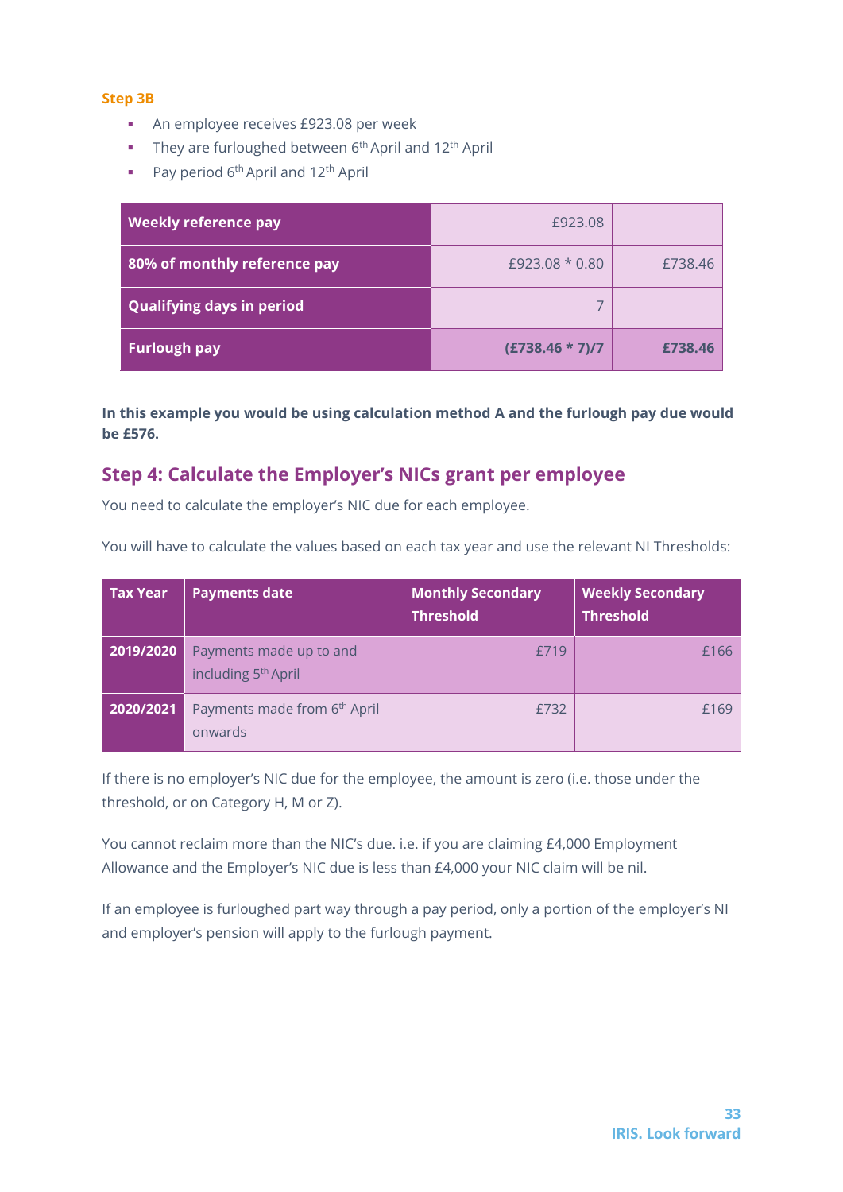**Step 3B**

- An employee receives £923.08 per week
- They are furloughed between 6th April and 12th April
- Pay period 6th April and 12th April

| Weekly reference pay | £923.08 | |
|---|---|---|
| 80% of monthly reference pay | £923.08 * 0.80 | £738.46 |
| Qualifying days in period | 7 | |
| **Furlough pay** | **(£738.46 * 7)/7** | **£738.46** |

**In this example you would be using calculation method A and the furlough pay due would be £576.**

## Step 4: Calculate the Employer's NICs grant per employee

You need to calculate the employer's NIC due for each employee.

You will have to calculate the values based on each tax year and use the relevant NI Thresholds:

| Tax Year | Payments date | Monthly Secondary Threshold | Weekly Secondary Threshold |
|---|---|---|---|
| 2019/2020 | Payments made up to and including 5th April | £719 | £166 |
| 2020/2021 | Payments made from 6th April onwards | £732 | £169 |

If there is no employer's NIC due for the employee, the amount is zero (i.e. those under the threshold, or on Category H, M or Z).

You cannot reclaim more than the NIC's due. i.e. if you are claiming £4,000 Employment Allowance and the Employer's NIC due is less than £4,000 your NIC claim will be nil.

If an employee is furloughed part way through a pay period, only a portion of the employer's NI and employer's pension will apply to the furlough payment.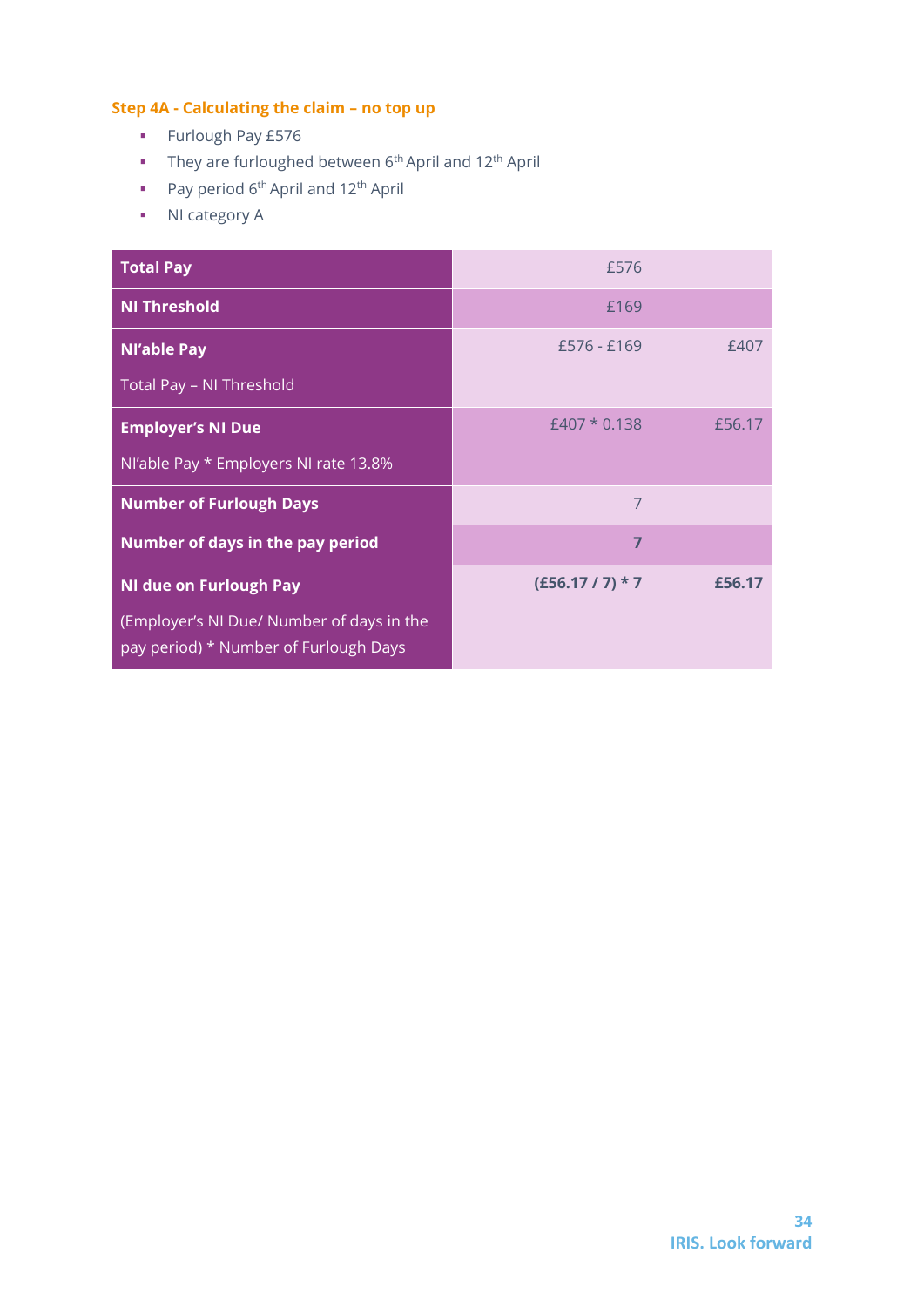### Step 4A - Calculating the claim – no top up

- Furlough Pay £576
- They are furloughed between 6th April and 12th April
- Pay period 6th April and 12th April
- NI category A

| | | |
|---|---|---|
| **Total Pay** | £576 | |
| **NI Threshold** | £169 | |
| **NI'able Pay**<br>Total Pay – NI Threshold | £576 - £169 | £407 |
| **Employer's NI Due**<br>NI'able Pay * Employers NI rate 13.8% | £407 * 0.138 | £56.17 |
| **Number of Furlough Days** | 7 | |
| **Number of days in the pay period** | **7** | |
| **NI due on Furlough Pay**<br>(Employer's NI Due/ Number of days in the pay period) * Number of Furlough Days | **(£56.17 / 7) * 7** | **£56.17** |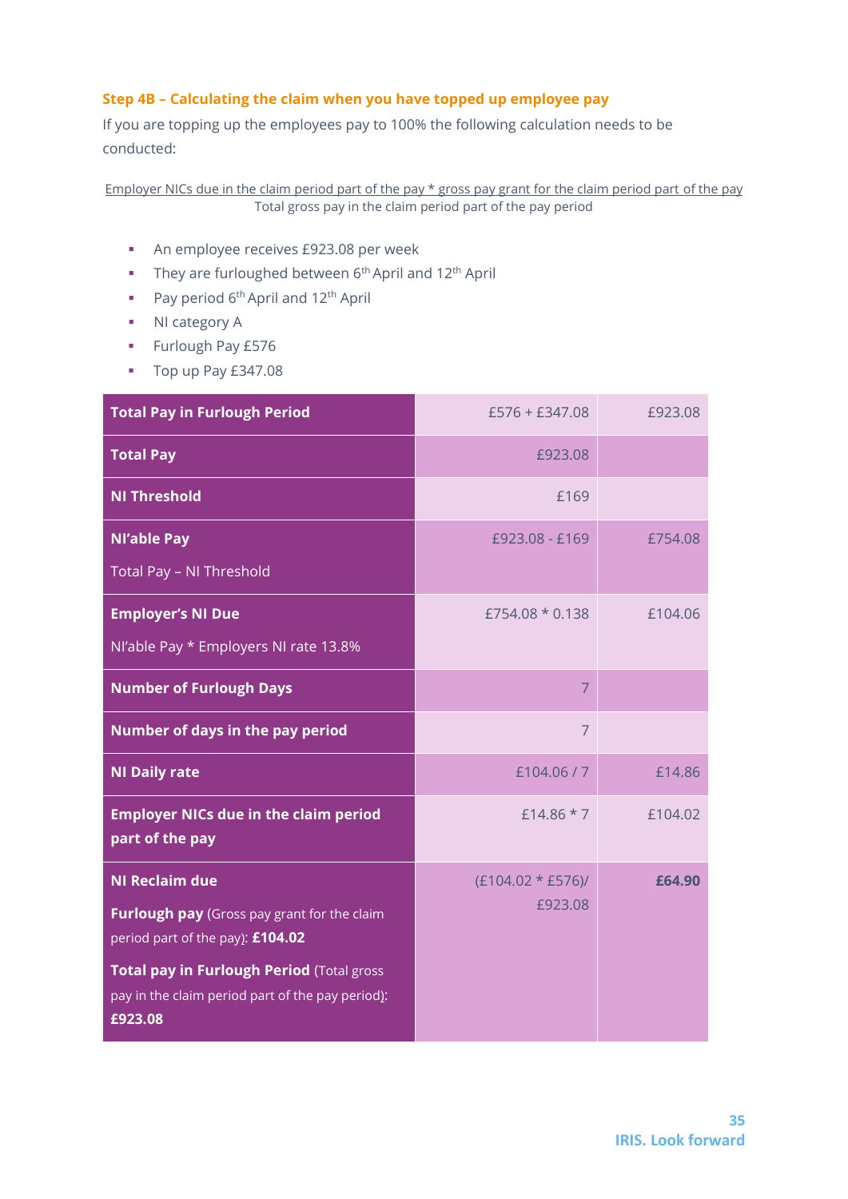### Step 4B – Calculating the claim when you have topped up employee pay

If you are topping up the employees pay to 100% the following calculation needs to be conducted:

$$\frac{\text{Employer NICs due in the claim period part of the pay} * \text{gross pay grant for the claim period part of the pay}}{\text{Total gross pay in the claim period part of the pay period}}$$

- An employee receives £923.08 per week
- They are furloughed between 6th April and 12th April
- Pay period 6th April and 12th April
- NI category A
- Furlough Pay £576
- Top up Pay £347.08

| | | |
|---|---|---|
| **Total Pay in Furlough Period** | £576 + £347.08 | £923.08 |
| **Total Pay** | £923.08 | |
| **NI Threshold** | £169 | |
| **NI'able Pay**<br>Total Pay – NI Threshold | £923.08 - £169 | £754.08 |
| **Employer's NI Due**<br>NI'able Pay * Employers NI rate 13.8% | £754.08 * 0.138 | £104.06 |
| **Number of Furlough Days** | 7 | |
| **Number of days in the pay period** | 7 | |
| **NI Daily rate** | £104.06 / 7 | £14.86 |
| **Employer NICs due in the claim period part of the pay** | £14.86 * 7 | £104.02 |
| **NI Reclaim due**<br>**Furlough pay** (Gross pay grant for the claim period part of the pay): **£104.02**<br>**Total pay in Furlough Period** (Total gross pay in the claim period part of the pay period): **£923.08** | (£104.02 * £576)/ £923.08 | **£64.90** |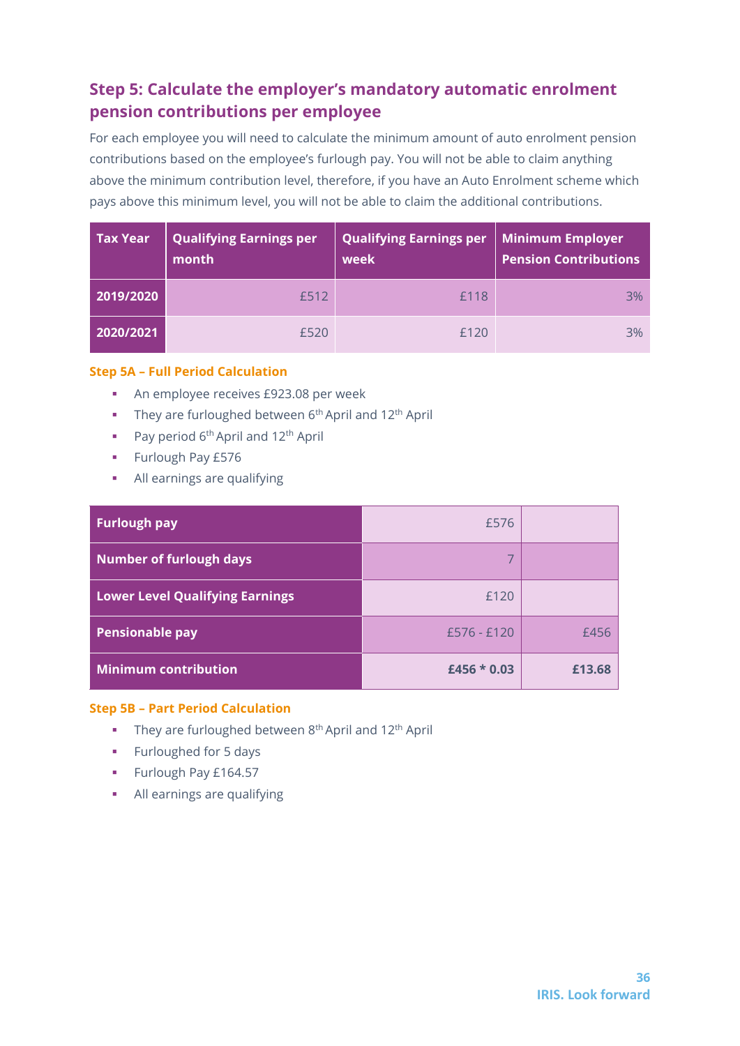## Step 5: Calculate the employer's mandatory automatic enrolment pension contributions per employee

For each employee you will need to calculate the minimum amount of auto enrolment pension contributions based on the employee's furlough pay. You will not be able to claim anything above the minimum contribution level, therefore, if you have an Auto Enrolment scheme which pays above this minimum level, you will not be able to claim the additional contributions.

| Tax Year | Qualifying Earnings per month | Qualifying Earnings per week | Minimum Employer Pension Contributions |
|---|---|---|---|
| 2019/2020 | £512 | £118 | 3% |
| 2020/2021 | £520 | £120 | 3% |

### Step 5A – Full Period Calculation

- An employee receives £923.08 per week
- They are furloughed between 6th April and 12th April
- Pay period 6th April and 12th April
- Furlough Pay £576
- All earnings are qualifying

| | | |
|---|---|---|
| **Furlough pay** | £576 | |
| **Number of furlough days** | 7 | |
| **Lower Level Qualifying Earnings** | £120 | |
| **Pensionable pay** | £576 - £120 | £456 |
| **Minimum contribution** | **£456 * 0.03** | **£13.68** |

### Step 5B – Part Period Calculation

- They are furloughed between 8th April and 12th April
- Furloughed for 5 days
- Furlough Pay £164.57
- All earnings are qualifying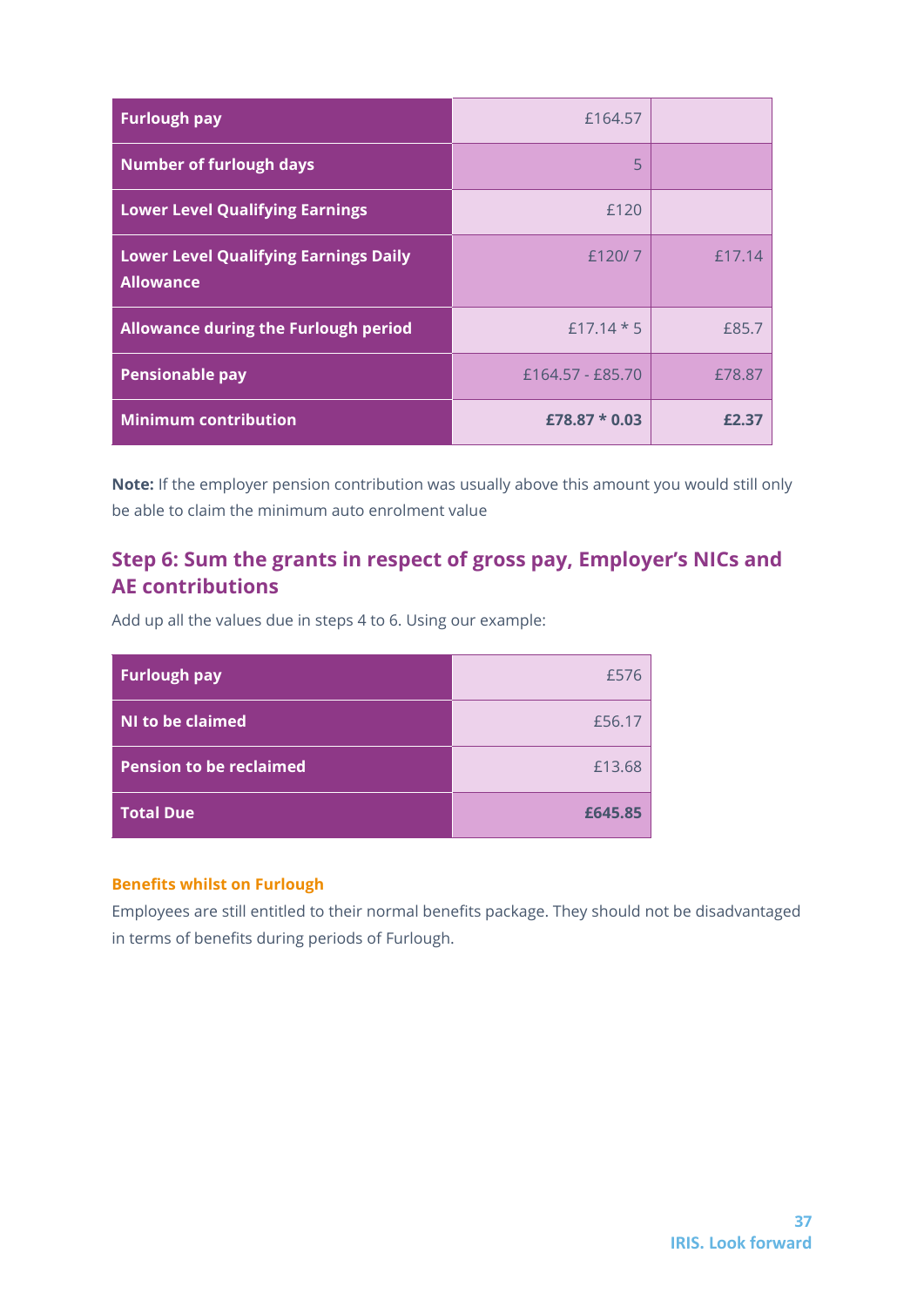| Furlough pay | £164.57 | |
|---|---|---|
| Number of furlough days | 5 | |
| Lower Level Qualifying Earnings | £120 | |
| Lower Level Qualifying Earnings Daily Allowance | £120/ 7 | £17.14 |
| Allowance during the Furlough period | £17.14 * 5 | £85.7 |
| Pensionable pay | £164.57 - £85.70 | £78.87 |
| **Minimum contribution** | **£78.87 * 0.03** | **£2.37** |

**Note:** If the employer pension contribution was usually above this amount you would still only be able to claim the minimum auto enrolment value

## Step 6: Sum the grants in respect of gross pay, Employer's NICs and AE contributions

Add up all the values due in steps 4 to 6. Using our example:

| Furlough pay | £576 |
|---|---|
| NI to be claimed | £56.17 |
| Pension to be reclaimed | £13.68 |
| **Total Due** | **£645.85** |

#### Benefits whilst on Furlough

Employees are still entitled to their normal benefits package. They should not be disadvantaged in terms of benefits during periods of Furlough.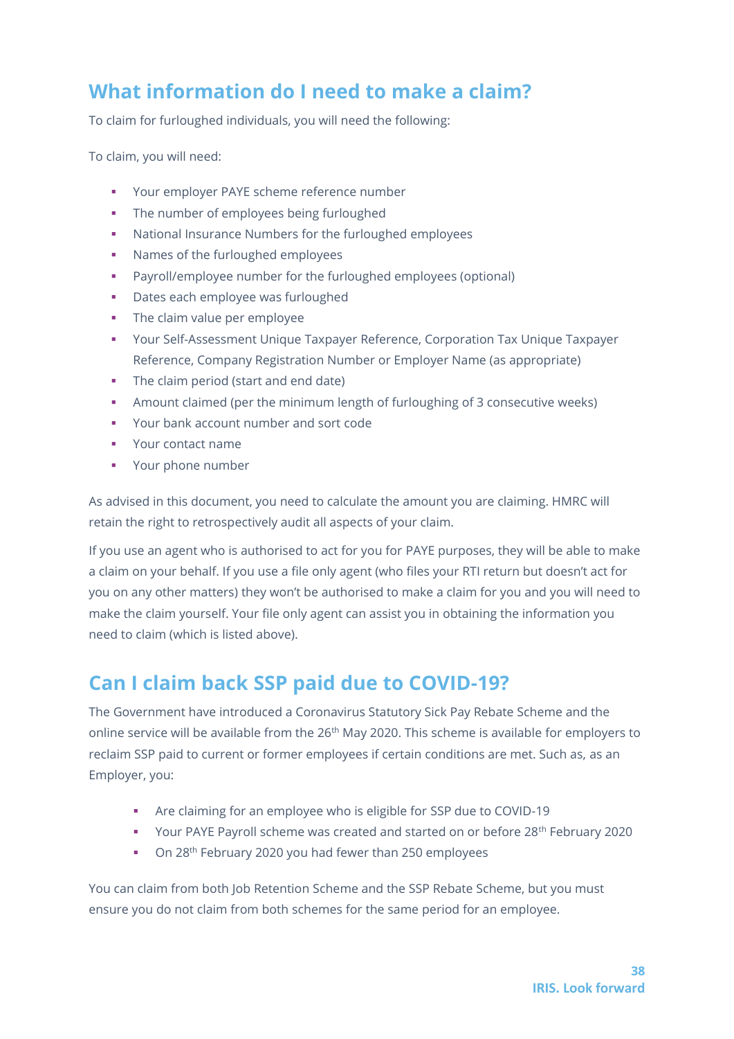## What information do I need to make a claim?

To claim for furloughed individuals, you will need the following:

To claim, you will need:

- Your employer PAYE scheme reference number
- The number of employees being furloughed
- National Insurance Numbers for the furloughed employees
- Names of the furloughed employees
- Payroll/employee number for the furloughed employees (optional)
- Dates each employee was furloughed
- The claim value per employee
- Your Self-Assessment Unique Taxpayer Reference, Corporation Tax Unique Taxpayer Reference, Company Registration Number or Employer Name (as appropriate)
- The claim period (start and end date)
- Amount claimed (per the minimum length of furloughing of 3 consecutive weeks)
- Your bank account number and sort code
- Your contact name
- Your phone number

As advised in this document, you need to calculate the amount you are claiming. HMRC will retain the right to retrospectively audit all aspects of your claim.

If you use an agent who is authorised to act for you for PAYE purposes, they will be able to make a claim on your behalf. If you use a file only agent (who files your RTI return but doesn't act for you on any other matters) they won't be authorised to make a claim for you and you will need to make the claim yourself. Your file only agent can assist you in obtaining the information you need to claim (which is listed above).

## Can I claim back SSP paid due to COVID-19?

The Government have introduced a Coronavirus Statutory Sick Pay Rebate Scheme and the online service will be available from the 26th May 2020. This scheme is available for employers to reclaim SSP paid to current or former employees if certain conditions are met. Such as, as an Employer, you:

- Are claiming for an employee who is eligible for SSP due to COVID-19
- Your PAYE Payroll scheme was created and started on or before 28th February 2020
- On 28th February 2020 you had fewer than 250 employees

You can claim from both Job Retention Scheme and the SSP Rebate Scheme, but you must ensure you do not claim from both schemes for the same period for an employee.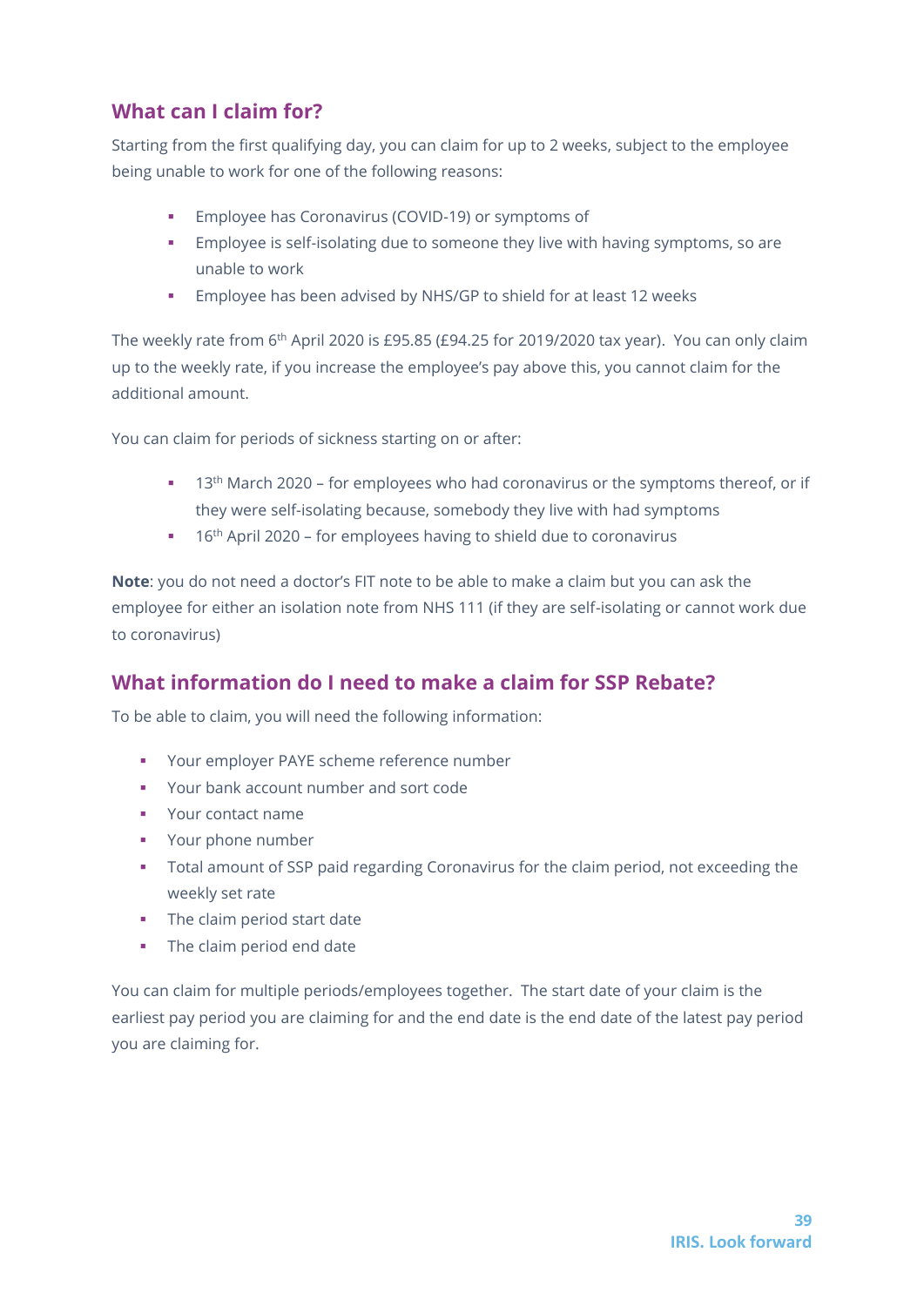## What can I claim for?

Starting from the first qualifying day, you can claim for up to 2 weeks, subject to the employee being unable to work for one of the following reasons:

- Employee has Coronavirus (COVID-19) or symptoms of
- Employee is self-isolating due to someone they live with having symptoms, so are unable to work
- Employee has been advised by NHS/GP to shield for at least 12 weeks

The weekly rate from 6th April 2020 is £95.85 (£94.25 for 2019/2020 tax year). You can only claim up to the weekly rate, if you increase the employee's pay above this, you cannot claim for the additional amount.

You can claim for periods of sickness starting on or after:

- 13th March 2020 – for employees who had coronavirus or the symptoms thereof, or if they were self-isolating because, somebody they live with had symptoms
- 16th April 2020 – for employees having to shield due to coronavirus

**Note**: you do not need a doctor's FIT note to be able to make a claim but you can ask the employee for either an isolation note from NHS 111 (if they are self-isolating or cannot work due to coronavirus)

## What information do I need to make a claim for SSP Rebate?

To be able to claim, you will need the following information:

- Your employer PAYE scheme reference number
- Your bank account number and sort code
- Your contact name
- Your phone number
- Total amount of SSP paid regarding Coronavirus for the claim period, not exceeding the weekly set rate
- The claim period start date
- The claim period end date

You can claim for multiple periods/employees together. The start date of your claim is the earliest pay period you are claiming for and the end date is the end date of the latest pay period you are claiming for.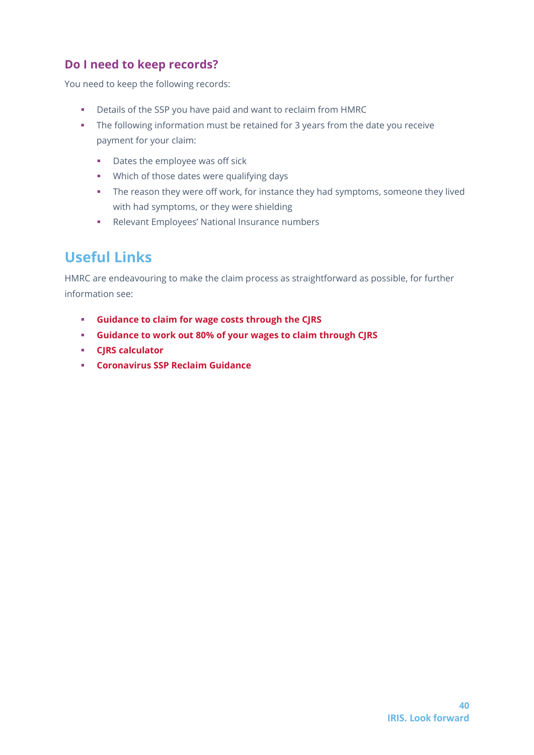### Do I need to keep records?

You need to keep the following records:

- Details of the SSP you have paid and want to reclaim from HMRC
- The following information must be retained for 3 years from the date you receive payment for your claim:
  - Dates the employee was off sick
  - Which of those dates were qualifying days
  - The reason they were off work, for instance they had symptoms, someone they lived with had symptoms, or they were shielding
  - Relevant Employees' National Insurance numbers

## Useful Links

HMRC are endeavouring to make the claim process as straightforward as possible, for further information see:

- **Guidance to claim for wage costs through the CJRS**
- **Guidance to work out 80% of your wages to claim through CJRS**
- **CJRS calculator**
- **Coronavirus SSP Reclaim Guidance**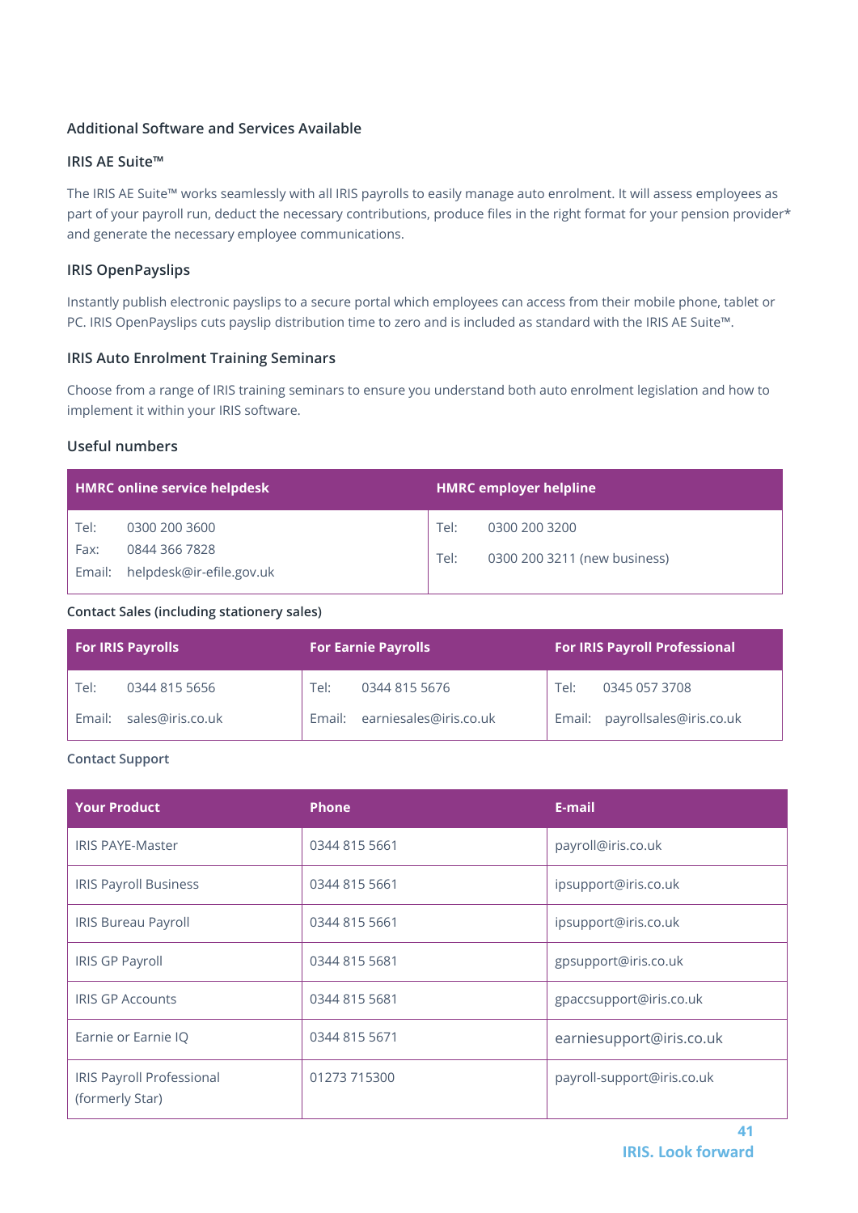## Additional Software and Services Available

### IRIS AE Suite™

The IRIS AE Suite™ works seamlessly with all IRIS payrolls to easily manage auto enrolment. It will assess employees as part of your payroll run, deduct the necessary contributions, produce files in the right format for your pension provider* and generate the necessary employee communications.

### IRIS OpenPayslips

Instantly publish electronic payslips to a secure portal which employees can access from their mobile phone, tablet or PC. IRIS OpenPayslips cuts payslip distribution time to zero and is included as standard with the IRIS AE Suite™.

### IRIS Auto Enrolment Training Seminars

Choose from a range of IRIS training seminars to ensure you understand both auto enrolment legislation and how to implement it within your IRIS software.

### Useful numbers

| HMRC online service helpdesk | HMRC employer helpline |
|---|---|
| Tel: 0300 200 3600<br>Fax: 0844 366 7828<br>Email: helpdesk@ir-efile.gov.uk | Tel: 0300 200 3200<br>Tel: 0300 200 3211 (new business) |

**Contact Sales (including stationery sales)**

| For IRIS Payrolls | For Earnie Payrolls | For IRIS Payroll Professional |
|---|---|---|
| Tel: 0344 815 5656<br>Email: sales@iris.co.uk | Tel: 0344 815 5676<br>Email: earniesales@iris.co.uk | Tel: 0345 057 3708<br>Email: payrollsales@iris.co.uk |

**Contact Support**

| Your Product | Phone | E-mail |
|---|---|---|
| IRIS PAYE-Master | 0344 815 5661 | payroll@iris.co.uk |
| IRIS Payroll Business | 0344 815 5661 | ipsupport@iris.co.uk |
| IRIS Bureau Payroll | 0344 815 5661 | ipsupport@iris.co.uk |
| IRIS GP Payroll | 0344 815 5681 | gpsupport@iris.co.uk |
| IRIS GP Accounts | 0344 815 5681 | gpaccsupport@iris.co.uk |
| Earnie or Earnie IQ | 0344 815 5671 | earniesupport@iris.co.uk |
| IRIS Payroll Professional (formerly Star) | 01273 715300 | payroll-support@iris.co.uk |

IRIS. Look forward